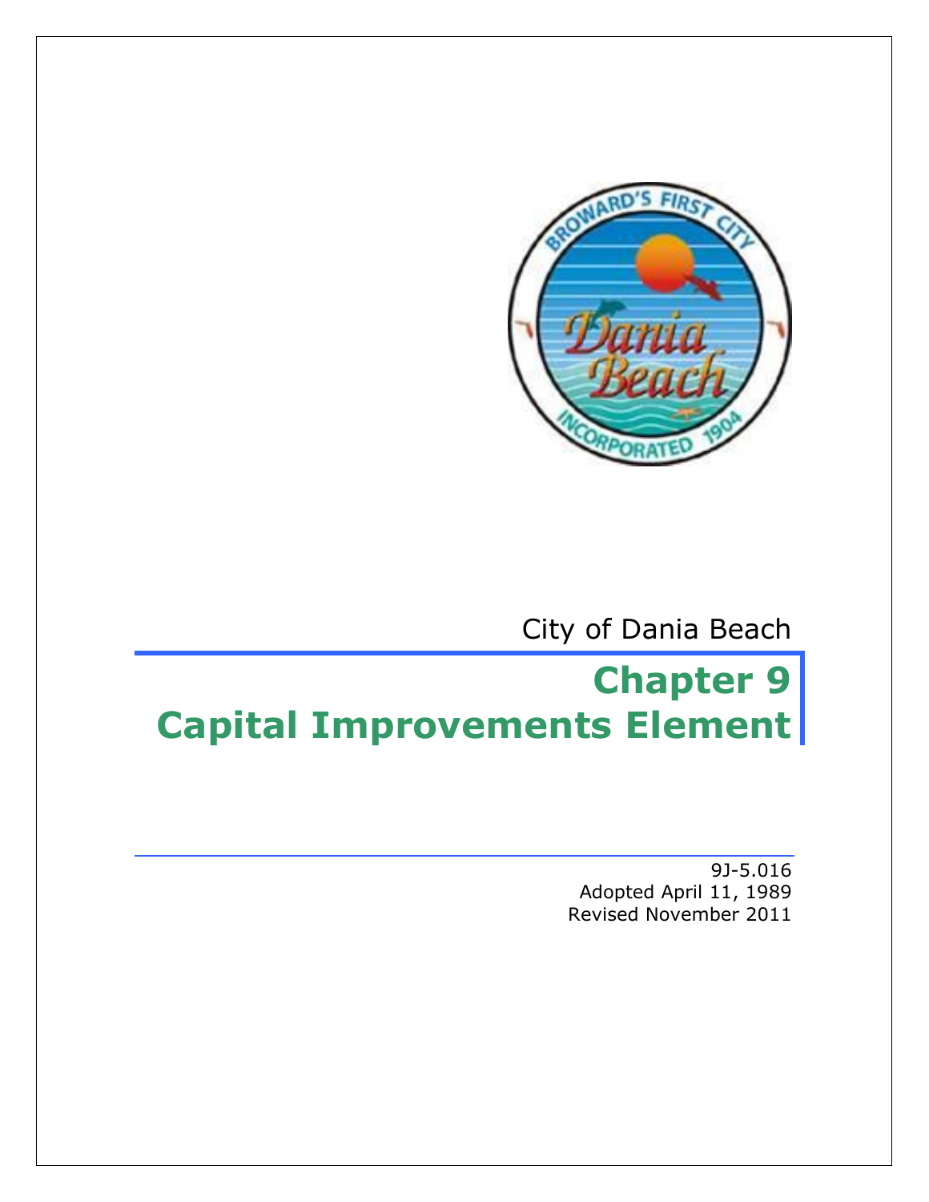City of Dania Beach

# Chapter 9
# Capital Improvements Element

9J-5.016
Adopted April 11, 1989
Revised November 2011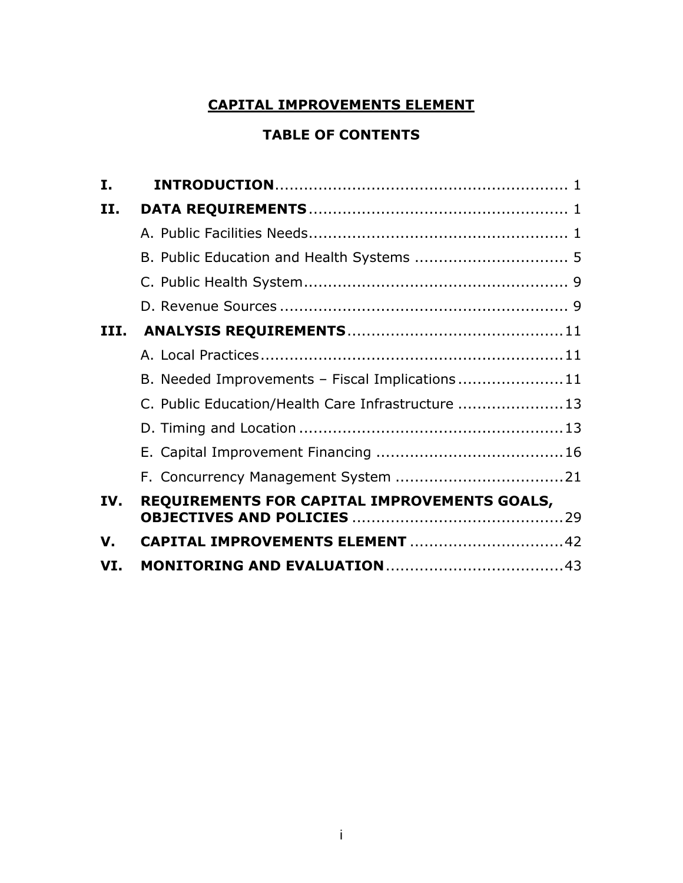# CAPITAL IMPROVEMENTS ELEMENT

## TABLE OF CONTENTS

| | | |
|---|---|---|
| **I.** | **INTRODUCTION** | 1 |
| **II.** | **DATA REQUIREMENTS** | 1 |
| | A. Public Facilities Needs | 1 |
| | B. Public Education and Health Systems | 5 |
| | C. Public Health System | 9 |
| | D. Revenue Sources | 9 |
| **III.** | **ANALYSIS REQUIREMENTS** | 11 |
| | A. Local Practices | 11 |
| | B. Needed Improvements – Fiscal Implications | 11 |
| | C. Public Education/Health Care Infrastructure | 13 |
| | D. Timing and Location | 13 |
| | E. Capital Improvement Financing | 16 |
| | F. Concurrency Management System | 21 |
| **IV.** | **REQUIREMENTS FOR CAPITAL IMPROVEMENTS GOALS, OBJECTIVES AND POLICIES** | 29 |
| **V.** | **CAPITAL IMPROVEMENTS ELEMENT** | 42 |
| **VI.** | **MONITORING AND EVALUATION** | 43 |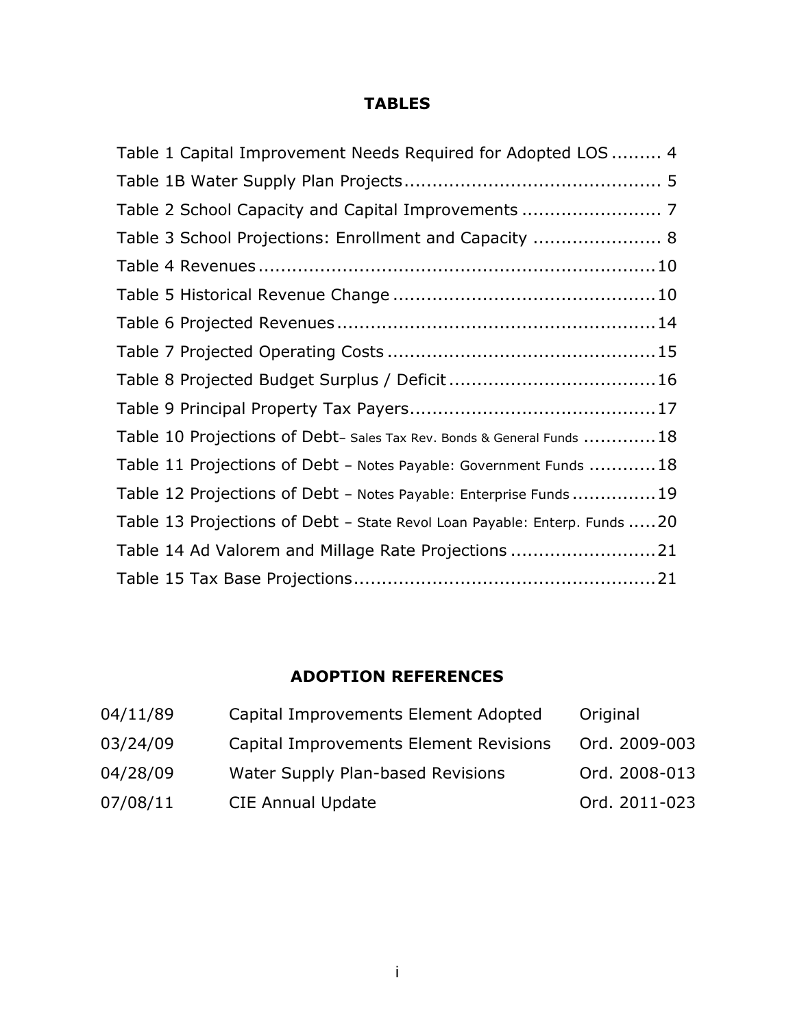## TABLES

Table 1 Capital Improvement Needs Required for Adopted LOS ......... 4
Table 1B Water Supply Plan Projects............................................. 5
Table 2 School Capacity and Capital Improvements ........................ 7
Table 3 School Projections: Enrollment and Capacity ...................... 8
Table 4 Revenues .....................................................................10
Table 5 Historical Revenue Change ..............................................10
Table 6 Projected Revenues ........................................................14
Table 7 Projected Operating Costs ...............................................15
Table 8 Projected Budget Surplus / Deficit ....................................16
Table 9 Principal Property Tax Payers...........................................17
Table 10 Projections of Debt– Sales Tax Rev. Bonds & General Funds ............18
Table 11 Projections of Debt – Notes Payable: Government Funds ...........18
Table 12 Projections of Debt – Notes Payable: Enterprise Funds ..............19
Table 13 Projections of Debt – State Revol Loan Payable: Enterp. Funds .....20
Table 14 Ad Valorem and Millage Rate Projections .........................21
Table 15 Tax Base Projections.....................................................21

## ADOPTION REFERENCES

| | | |
|---|---|---|
| 04/11/89 | Capital Improvements Element Adopted | Original |
| 03/24/09 | Capital Improvements Element Revisions | Ord. 2009-003 |
| 04/28/09 | Water Supply Plan-based Revisions | Ord. 2008-013 |
| 07/08/11 | CIE Annual Update | Ord. 2011-023 |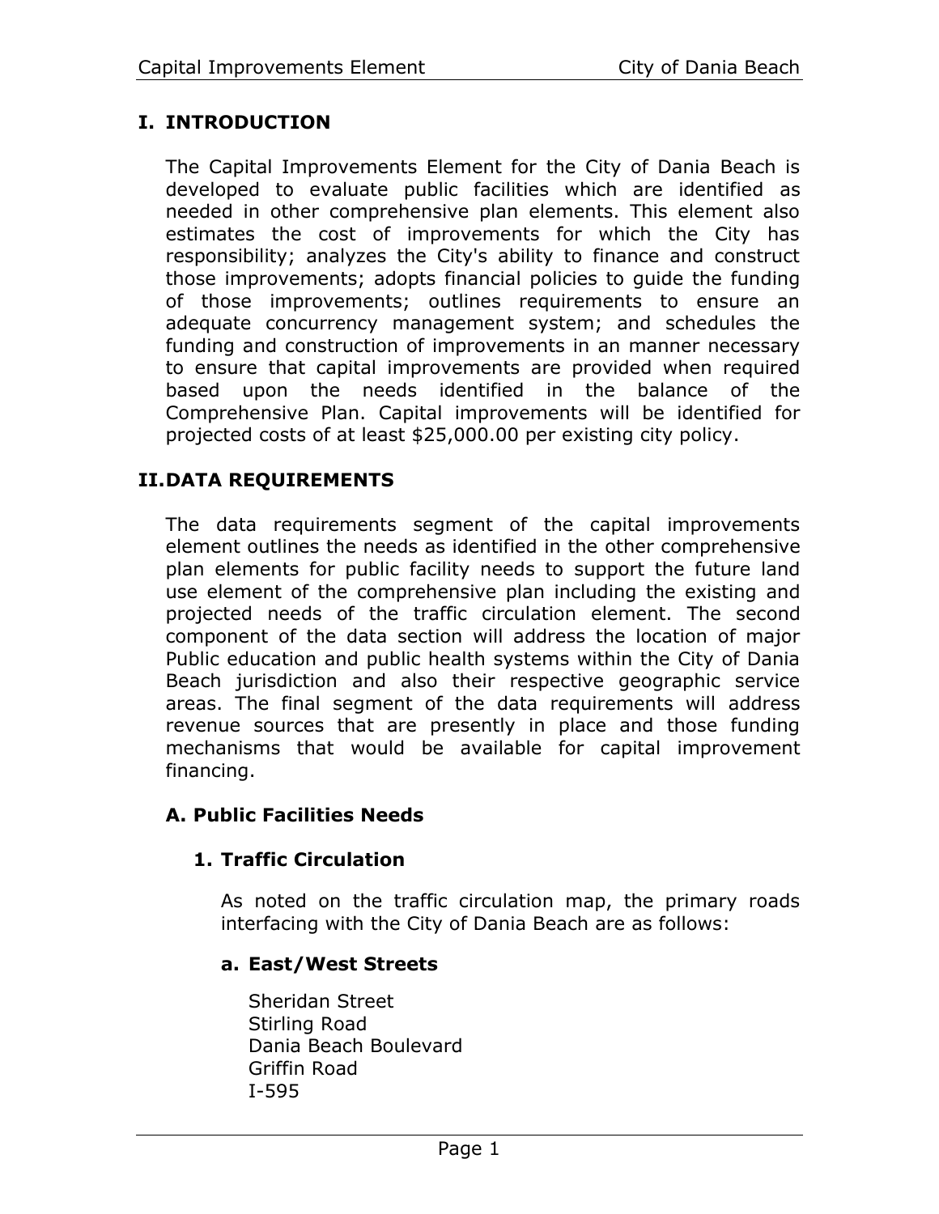# I. INTRODUCTION

The Capital Improvements Element for the City of Dania Beach is developed to evaluate public facilities which are identified as needed in other comprehensive plan elements. This element also estimates the cost of improvements for which the City has responsibility; analyzes the City's ability to finance and construct those improvements; adopts financial policies to guide the funding of those improvements; outlines requirements to ensure an adequate concurrency management system; and schedules the funding and construction of improvements in an manner necessary to ensure that capital improvements are provided when required based upon the needs identified in the balance of the Comprehensive Plan. Capital improvements will be identified for projected costs of at least $25,000.00 per existing city policy.

# II. DATA REQUIREMENTS

The data requirements segment of the capital improvements element outlines the needs as identified in the other comprehensive plan elements for public facility needs to support the future land use element of the comprehensive plan including the existing and projected needs of the traffic circulation element. The second component of the data section will address the location of major Public education and public health systems within the City of Dania Beach jurisdiction and also their respective geographic service areas. The final segment of the data requirements will address revenue sources that are presently in place and those funding mechanisms that would be available for capital improvement financing.

## A. Public Facilities Needs

### 1. Traffic Circulation

As noted on the traffic circulation map, the primary roads interfacing with the City of Dania Beach are as follows:

#### a. East/West Streets

Sheridan Street
Stirling Road
Dania Beach Boulevard
Griffin Road
I-595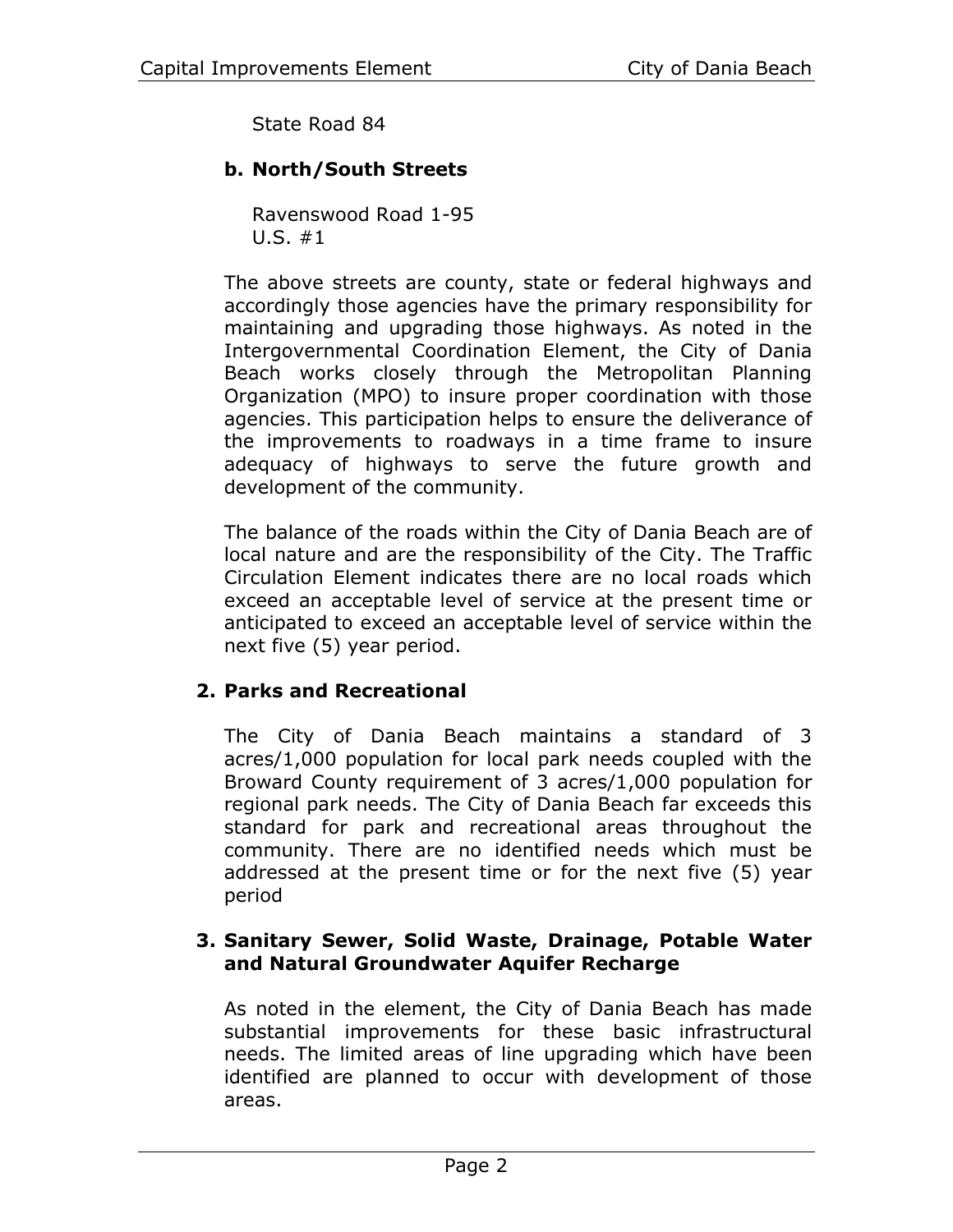State Road 84

**b. North/South Streets**

Ravenswood Road 1-95
U.S. #1

The above streets are county, state or federal highways and accordingly those agencies have the primary responsibility for maintaining and upgrading those highways. As noted in the Intergovernmental Coordination Element, the City of Dania Beach works closely through the Metropolitan Planning Organization (MPO) to insure proper coordination with those agencies. This participation helps to ensure the deliverance of the improvements to roadways in a time frame to insure adequacy of highways to serve the future growth and development of the community.

The balance of the roads within the City of Dania Beach are of local nature and are the responsibility of the City. The Traffic Circulation Element indicates there are no local roads which exceed an acceptable level of service at the present time or anticipated to exceed an acceptable level of service within the next five (5) year period.

**2. Parks and Recreational**

The City of Dania Beach maintains a standard of 3 acres/1,000 population for local park needs coupled with the Broward County requirement of 3 acres/1,000 population for regional park needs. The City of Dania Beach far exceeds this standard for park and recreational areas throughout the community. There are no identified needs which must be addressed at the present time or for the next five (5) year period

**3. Sanitary Sewer, Solid Waste, Drainage, Potable Water and Natural Groundwater Aquifer Recharge**

As noted in the element, the City of Dania Beach has made substantial improvements for these basic infrastructural needs. The limited areas of line upgrading which have been identified are planned to occur with development of those areas.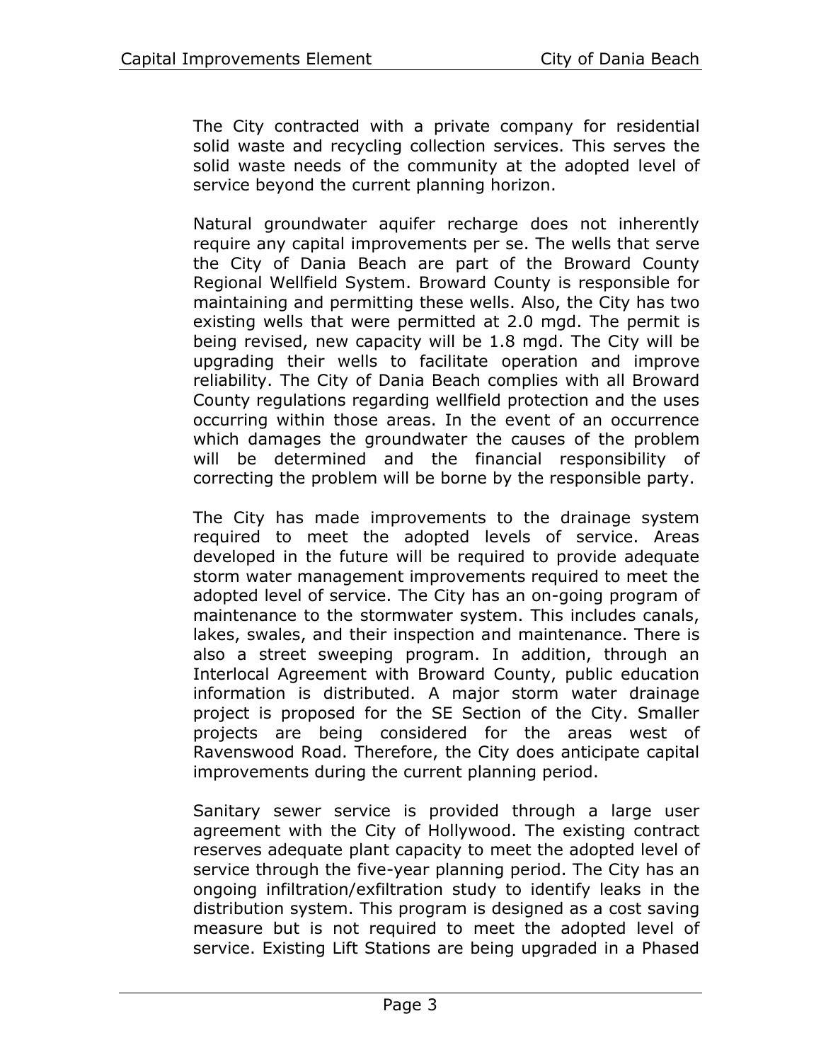The City contracted with a private company for residential solid waste and recycling collection services. This serves the solid waste needs of the community at the adopted level of service beyond the current planning horizon.

Natural groundwater aquifer recharge does not inherently require any capital improvements per se. The wells that serve the City of Dania Beach are part of the Broward County Regional Wellfield System. Broward County is responsible for maintaining and permitting these wells. Also, the City has two existing wells that were permitted at 2.0 mgd. The permit is being revised, new capacity will be 1.8 mgd. The City will be upgrading their wells to facilitate operation and improve reliability. The City of Dania Beach complies with all Broward County regulations regarding wellfield protection and the uses occurring within those areas. In the event of an occurrence which damages the groundwater the causes of the problem will be determined and the financial responsibility of correcting the problem will be borne by the responsible party.

The City has made improvements to the drainage system required to meet the adopted levels of service. Areas developed in the future will be required to provide adequate storm water management improvements required to meet the adopted level of service. The City has an on-going program of maintenance to the stormwater system. This includes canals, lakes, swales, and their inspection and maintenance. There is also a street sweeping program. In addition, through an Interlocal Agreement with Broward County, public education information is distributed. A major storm water drainage project is proposed for the SE Section of the City. Smaller projects are being considered for the areas west of Ravenswood Road. Therefore, the City does anticipate capital improvements during the current planning period.

Sanitary sewer service is provided through a large user agreement with the City of Hollywood. The existing contract reserves adequate plant capacity to meet the adopted level of service through the five-year planning period. The City has an ongoing infiltration/exfiltration study to identify leaks in the distribution system. This program is designed as a cost saving measure but is not required to meet the adopted level of service. Existing Lift Stations are being upgraded in a Phased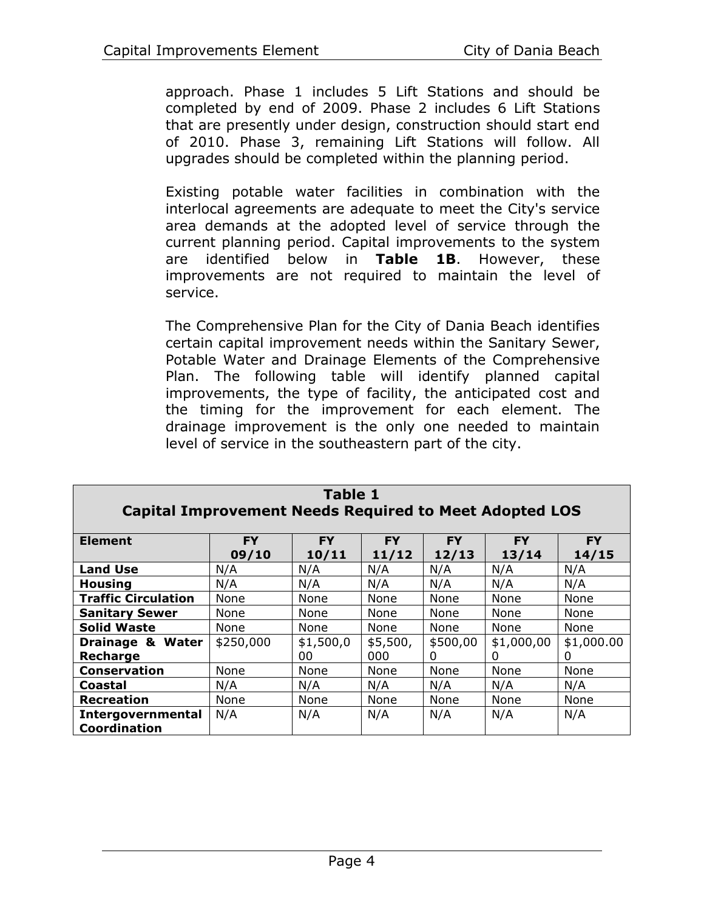approach. Phase 1 includes 5 Lift Stations and should be completed by end of 2009. Phase 2 includes 6 Lift Stations that are presently under design, construction should start end of 2010. Phase 3, remaining Lift Stations will follow. All upgrades should be completed within the planning period.

Existing potable water facilities in combination with the interlocal agreements are adequate to meet the City's service area demands at the adopted level of service through the current planning period. Capital improvements to the system are identified below in **Table 1B**. However, these improvements are not required to maintain the level of service.

The Comprehensive Plan for the City of Dania Beach identifies certain capital improvement needs within the Sanitary Sewer, Potable Water and Drainage Elements of the Comprehensive Plan. The following table will identify planned capital improvements, the type of facility, the anticipated cost and the timing for the improvement for each element. The drainage improvement is the only one needed to maintain level of service in the southeastern part of the city.

**Table 1**
**Capital Improvement Needs Required to Meet Adopted LOS**

| Element | FY 09/10 | FY 10/11 | FY 11/12 | FY 12/13 | FY 13/14 | FY 14/15 |
|---|---|---|---|---|---|---|
| **Land Use** | N/A | N/A | N/A | N/A | N/A | N/A |
| **Housing** | N/A | N/A | N/A | N/A | N/A | N/A |
| **Traffic Circulation** | None | None | None | None | None | None |
| **Sanitary Sewer** | None | None | None | None | None | None |
| **Solid Waste** | None | None | None | None | None | None |
| **Drainage & Water Recharge** | $250,000 | $1,500,000 | $5,500,000 | $500,000 | $1,000,000 | $1,000.000 |
| **Conservation** | None | None | None | None | None | None |
| **Coastal** | N/A | N/A | N/A | N/A | N/A | N/A |
| **Recreation** | None | None | None | None | None | None |
| **Intergovernmental Coordination** | N/A | N/A | N/A | N/A | N/A | N/A |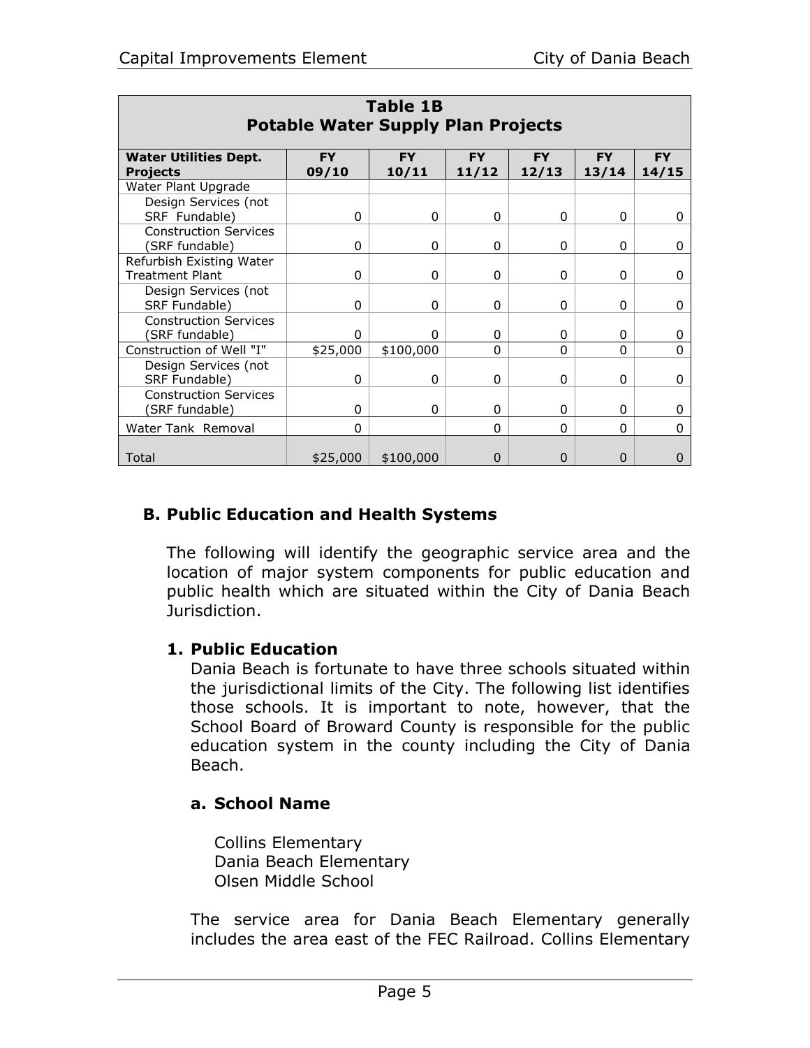| **Table 1B**<br>**Potable Water Supply Plan Projects** | | | | | | |
|---|---|---|---|---|---|---|
| **Water Utilities Dept. Projects** | **FY 09/10** | **FY 10/11** | **FY 11/12** | **FY 12/13** | **FY 13/14** | **FY 14/15** |
| Water Plant Upgrade | | | | | | |
| Design Services (not SRF Fundable) | 0 | 0 | 0 | 0 | 0 | 0 |
| Construction Services (SRF fundable) | 0 | 0 | 0 | 0 | 0 | 0 |
| Refurbish Existing Water Treatment Plant | 0 | 0 | 0 | 0 | 0 | 0 |
| Design Services (not SRF Fundable) | 0 | 0 | 0 | 0 | 0 | 0 |
| Construction Services (SRF fundable) | 0 | 0 | 0 | 0 | 0 | 0 |
| Construction of Well "I" | $25,000 | $100,000 | 0 | 0 | 0 | 0 |
| Design Services (not SRF Fundable) | 0 | 0 | 0 | 0 | 0 | 0 |
| Construction Services (SRF fundable) | 0 | 0 | 0 | 0 | 0 | 0 |
| Water Tank Removal | 0 | | 0 | 0 | 0 | 0 |
| Total | $25,000 | $100,000 | 0 | 0 | 0 | 0 |

## B. Public Education and Health Systems

The following will identify the geographic service area and the location of major system components for public education and public health which are situated within the City of Dania Beach Jurisdiction.

### 1. Public Education

Dania Beach is fortunate to have three schools situated within the jurisdictional limits of the City. The following list identifies those schools. It is important to note, however, that the School Board of Broward County is responsible for the public education system in the county including the City of Dania Beach.

#### a. School Name

Collins Elementary
Dania Beach Elementary
Olsen Middle School

The service area for Dania Beach Elementary generally includes the area east of the FEC Railroad. Collins Elementary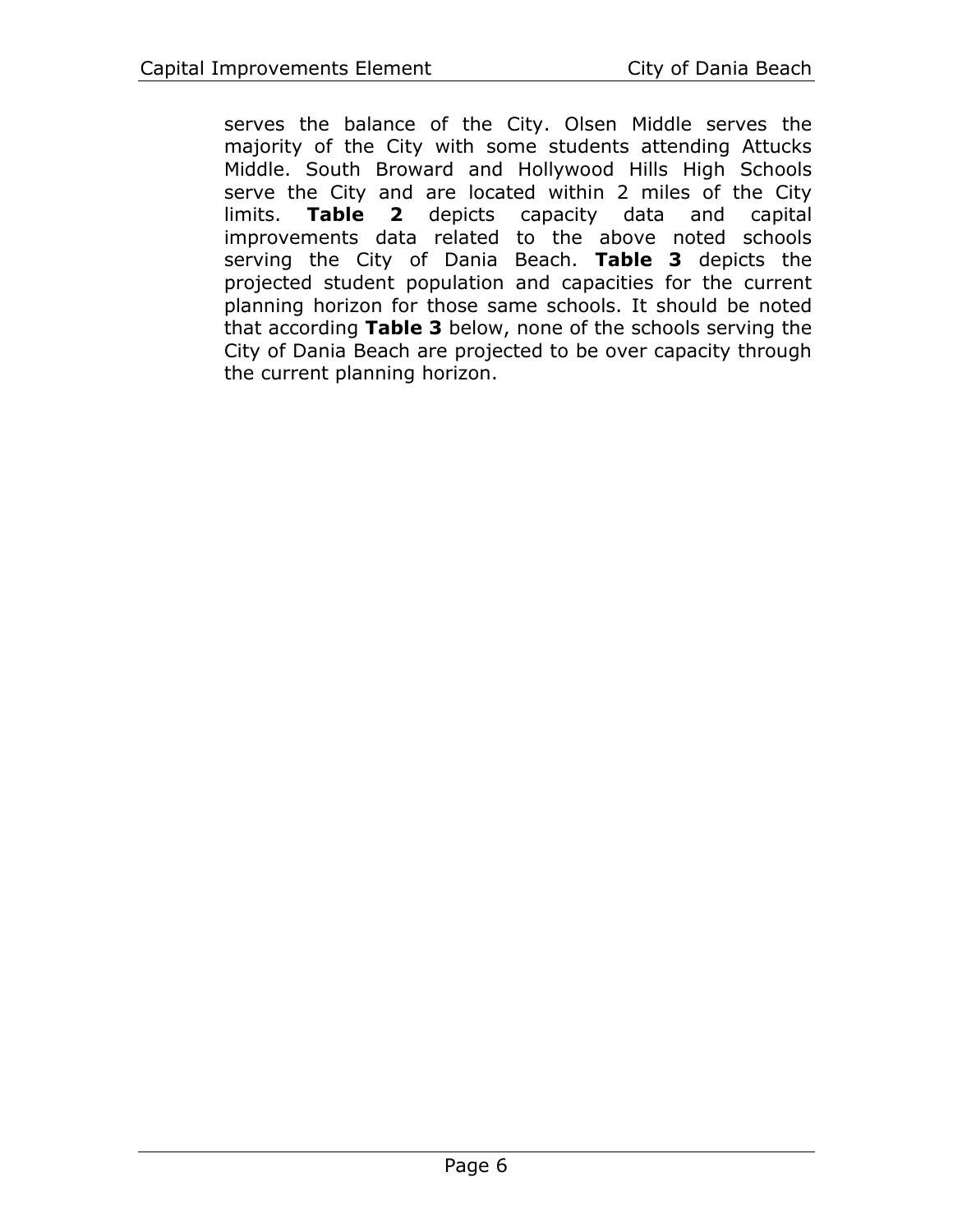serves the balance of the City. Olsen Middle serves the majority of the City with some students attending Attucks Middle. South Broward and Hollywood Hills High Schools serve the City and are located within 2 miles of the City limits. **Table 2** depicts capacity data and capital improvements data related to the above noted schools serving the City of Dania Beach. **Table 3** depicts the projected student population and capacities for the current planning horizon for those same schools. It should be noted that according **Table 3** below, none of the schools serving the City of Dania Beach are projected to be over capacity through the current planning horizon.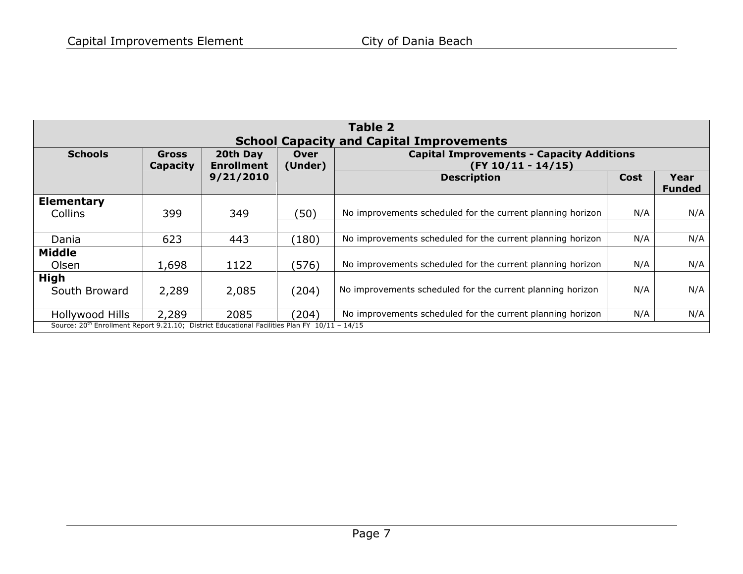| Table 2<br>School Capacity and Capital Improvements | | | | | | |
|---|---|---|---|---|---|---|
| **Schools** | **Gross Capacity** | **20th Day Enrollment 9/21/2010** | **Over (Under)** | **Capital Improvements - Capacity Additions (FY 10/11 - 14/15)** | | |
| | | | | **Description** | **Cost** | **Year Funded** |
| **Elementary** | | | | | | |
| Collins | 399 | 349 | (50) | No improvements scheduled for the current planning horizon | N/A | N/A |
| Dania | 623 | 443 | (180) | No improvements scheduled for the current planning horizon | N/A | N/A |
| **Middle** | | | | | | |
| Olsen | 1,698 | 1122 | (576) | No improvements scheduled for the current planning horizon | N/A | N/A |
| **High** | | | | | | |
| South Broward | 2,289 | 2,085 | (204) | No improvements scheduled for the current planning horizon | N/A | N/A |
| Hollywood Hills | 2,289 | 2085 | (204) | No improvements scheduled for the current planning horizon | N/A | N/A |

Source: 20th Enrollment Report 9.21.10; District Educational Facilities Plan FY 10/11 – 14/15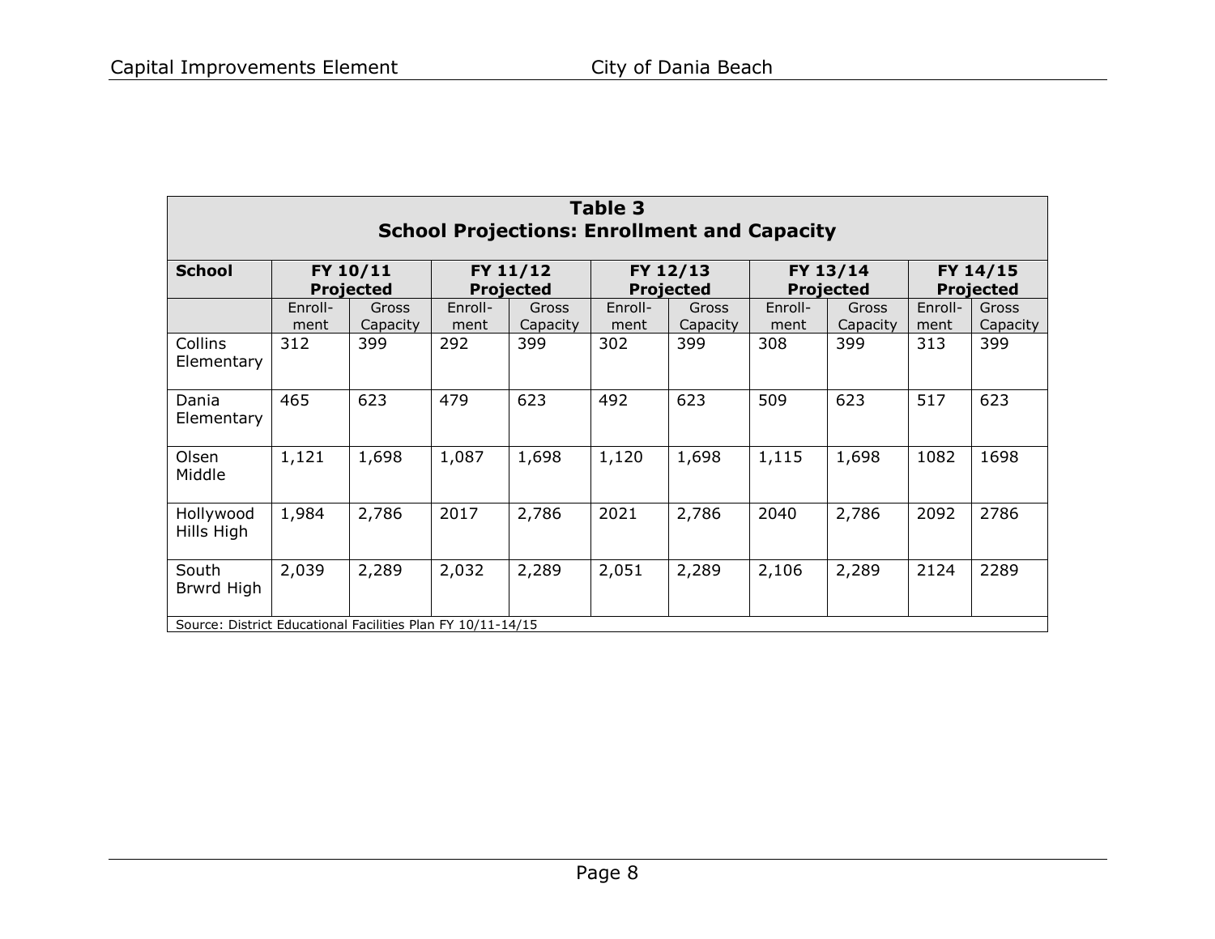| Table 3<br>School Projections: Enrollment and Capacity | | | | | | | | | | |
|---|---|---|---|---|---|---|---|---|---|---|
| **School** | **FY 10/11 Projected** | | **FY 11/12 Projected** | | **FY 12/13 Projected** | | **FY 13/14 Projected** | | **FY 14/15 Projected** | |
| | Enroll-ment | Gross Capacity | Enroll-ment | Gross Capacity | Enroll-ment | Gross Capacity | Enroll-ment | Gross Capacity | Enroll-ment | Gross Capacity |
| Collins Elementary | 312 | 399 | 292 | 399 | 302 | 399 | 308 | 399 | 313 | 399 |
| Dania Elementary | 465 | 623 | 479 | 623 | 492 | 623 | 509 | 623 | 517 | 623 |
| Olsen Middle | 1,121 | 1,698 | 1,087 | 1,698 | 1,120 | 1,698 | 1,115 | 1,698 | 1082 | 1698 |
| Hollywood Hills High | 1,984 | 2,786 | 2017 | 2,786 | 2021 | 2,786 | 2040 | 2,786 | 2092 | 2786 |
| South Brwrd High | 2,039 | 2,289 | 2,032 | 2,289 | 2,051 | 2,289 | 2,106 | 2,289 | 2124 | 2289 |

Source: District Educational Facilities Plan FY 10/11-14/15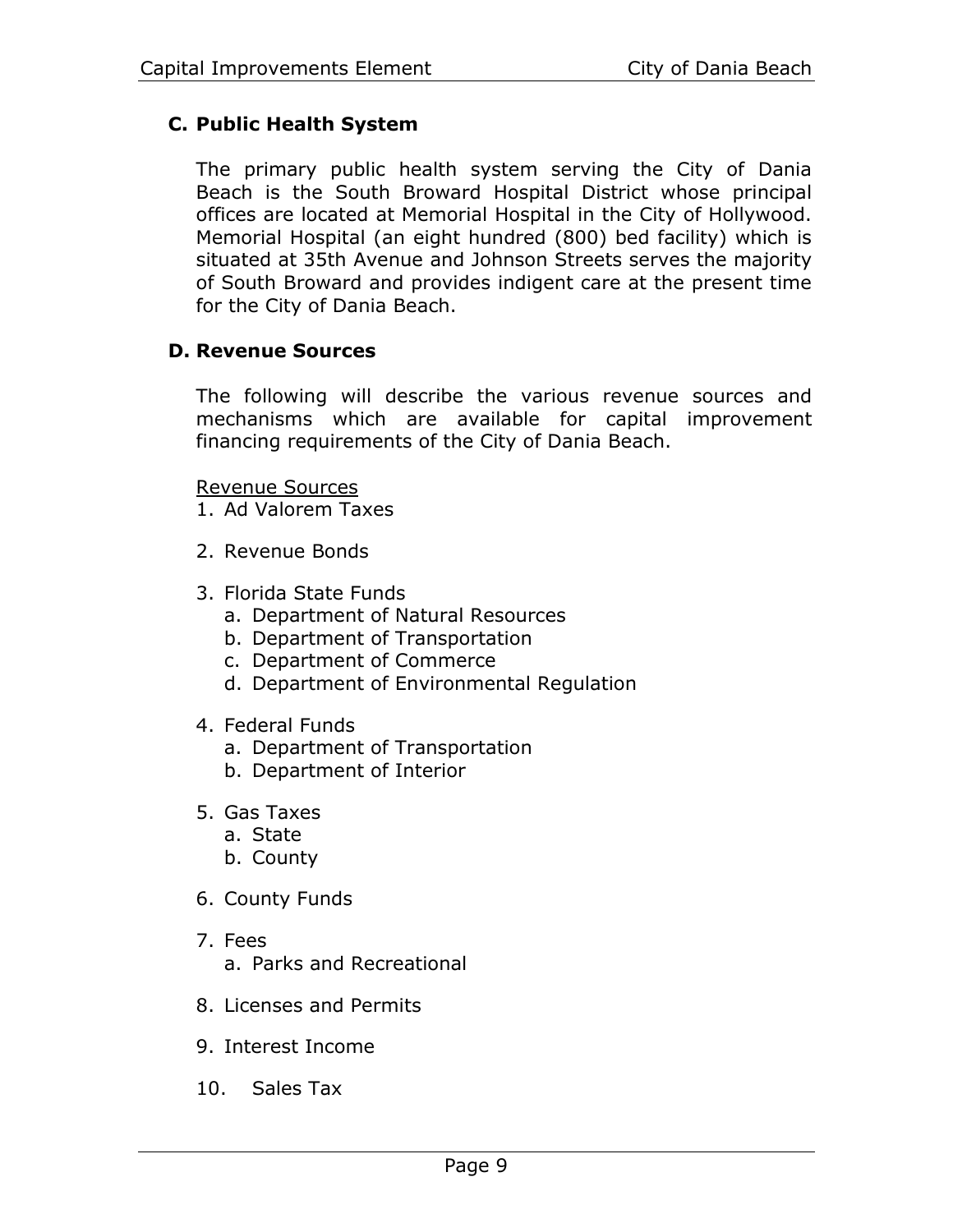### C. Public Health System

The primary public health system serving the City of Dania Beach is the South Broward Hospital District whose principal offices are located at Memorial Hospital in the City of Hollywood. Memorial Hospital (an eight hundred (800) bed facility) which is situated at 35th Avenue and Johnson Streets serves the majority of South Broward and provides indigent care at the present time for the City of Dania Beach.

### D. Revenue Sources

The following will describe the various revenue sources and mechanisms which are available for capital improvement financing requirements of the City of Dania Beach.

<u>Revenue Sources</u>

1. Ad Valorem Taxes

2. Revenue Bonds

3. Florida State Funds
   a. Department of Natural Resources
   b. Department of Transportation
   c. Department of Commerce
   d. Department of Environmental Regulation

4. Federal Funds
   a. Department of Transportation
   b. Department of Interior

5. Gas Taxes
   a. State
   b. County

6. County Funds

7. Fees
   a. Parks and Recreational

8. Licenses and Permits

9. Interest Income

10. Sales Tax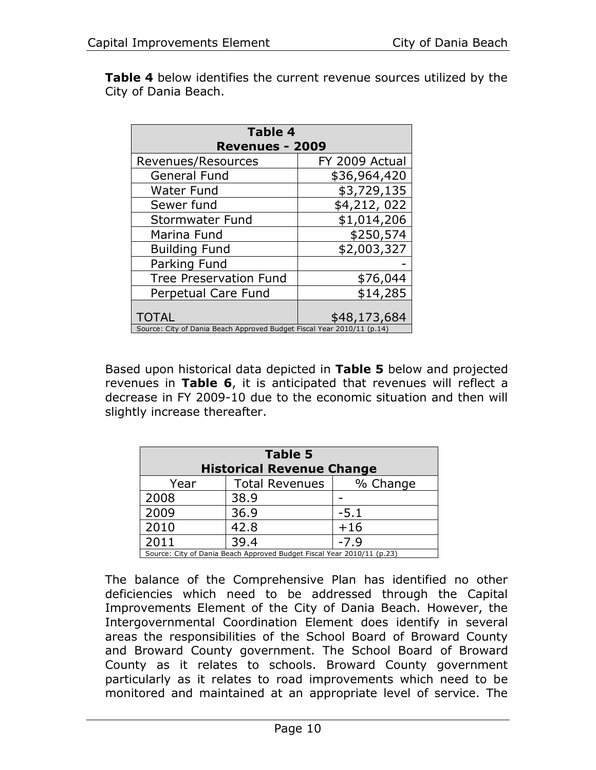**Table 4** below identifies the current revenue sources utilized by the City of Dania Beach.

| Table 4 Revenues - 2009 | |
|---|---|
| Revenues/Resources | FY 2009 Actual |
| General Fund | $36,964,420 |
| Water Fund | $3,729,135 |
| Sewer fund | $4,212, 022 |
| Stormwater Fund | $1,014,206 |
| Marina Fund | $250,574 |
| Building Fund | $2,003,327 |
| Parking Fund | - |
| Tree Preservation Fund | $76,044 |
| Perpetual Care Fund | $14,285 |
| TOTAL | $48,173,684 |

Source: City of Dania Beach Approved Budget Fiscal Year 2010/11 (p.14)

Based upon historical data depicted in **Table 5** below and projected revenues in **Table 6**, it is anticipated that revenues will reflect a decrease in FY 2009-10 due to the economic situation and then will slightly increase thereafter.

| Table 5 Historical Revenue Change | | |
|---|---|---|
| Year | Total Revenues | % Change |
| 2008 | 38.9 | - |
| 2009 | 36.9 | -5.1 |
| 2010 | 42.8 | +16 |
| 2011 | 39.4 | -7.9 |

Source: City of Dania Beach Approved Budget Fiscal Year 2010/11 (p.23)

The balance of the Comprehensive Plan has identified no other deficiencies which need to be addressed through the Capital Improvements Element of the City of Dania Beach. However, the Intergovernmental Coordination Element does identify in several areas the responsibilities of the School Board of Broward County and Broward County government. The School Board of Broward County as it relates to schools. Broward County government particularly as it relates to road improvements which need to be monitored and maintained at an appropriate level of service. The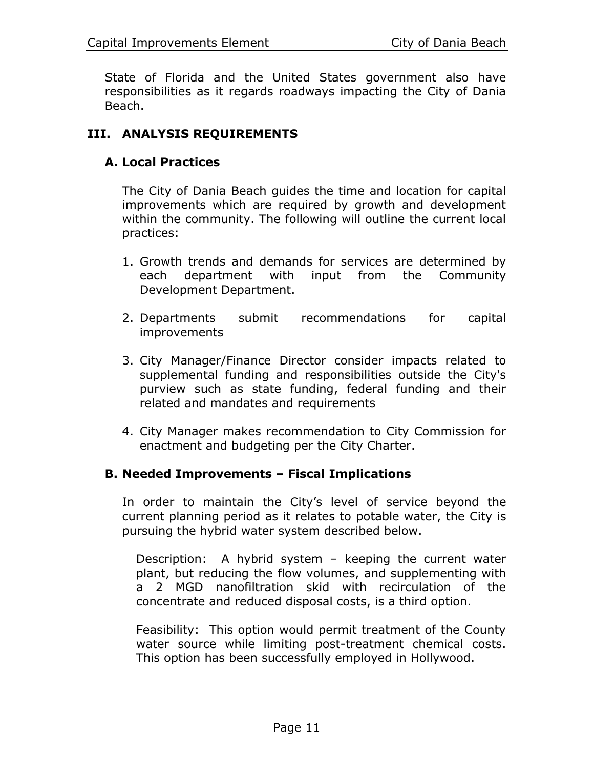State of Florida and the United States government also have responsibilities as it regards roadways impacting the City of Dania Beach.

## III. ANALYSIS REQUIREMENTS

### A. Local Practices

The City of Dania Beach guides the time and location for capital improvements which are required by growth and development within the community. The following will outline the current local practices:

1. Growth trends and demands for services are determined by each department with input from the Community Development Department.
2. Departments submit recommendations for capital improvements
3. City Manager/Finance Director consider impacts related to supplemental funding and responsibilities outside the City's purview such as state funding, federal funding and their related and mandates and requirements
4. City Manager makes recommendation to City Commission for enactment and budgeting per the City Charter.

### B. Needed Improvements – Fiscal Implications

In order to maintain the City's level of service beyond the current planning period as it relates to potable water, the City is pursuing the hybrid water system described below.

Description: A hybrid system – keeping the current water plant, but reducing the flow volumes, and supplementing with a 2 MGD nanofiltration skid with recirculation of the concentrate and reduced disposal costs, is a third option.

Feasibility: This option would permit treatment of the County water source while limiting post-treatment chemical costs. This option has been successfully employed in Hollywood.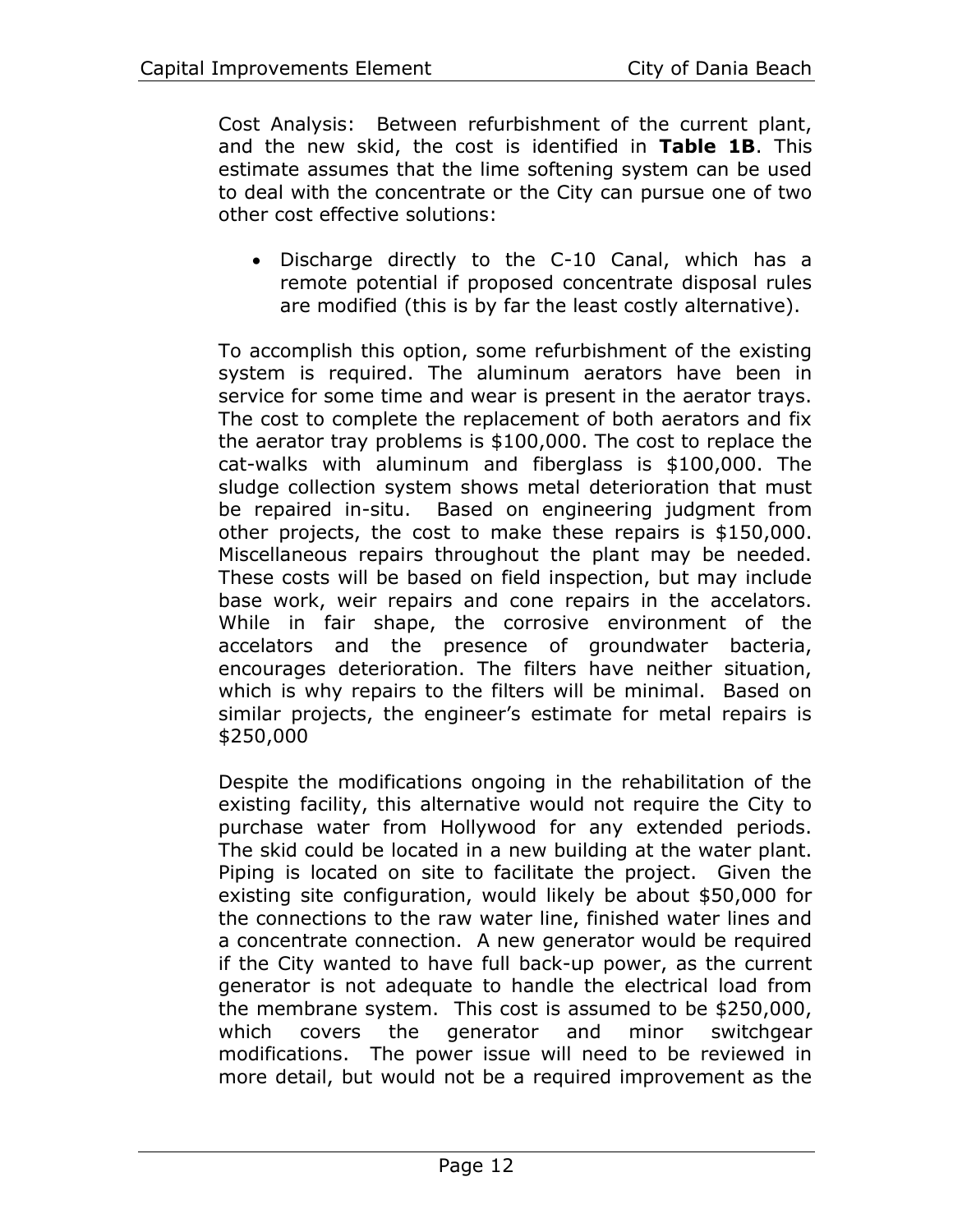Cost Analysis: Between refurbishment of the current plant, and the new skid, the cost is identified in **Table 1B**. This estimate assumes that the lime softening system can be used to deal with the concentrate or the City can pursue one of two other cost effective solutions:

- Discharge directly to the C-10 Canal, which has a remote potential if proposed concentrate disposal rules are modified (this is by far the least costly alternative).

To accomplish this option, some refurbishment of the existing system is required. The aluminum aerators have been in service for some time and wear is present in the aerator trays. The cost to complete the replacement of both aerators and fix the aerator tray problems is $100,000. The cost to replace the cat-walks with aluminum and fiberglass is $100,000. The sludge collection system shows metal deterioration that must be repaired in-situ. Based on engineering judgment from other projects, the cost to make these repairs is $150,000. Miscellaneous repairs throughout the plant may be needed. These costs will be based on field inspection, but may include base work, weir repairs and cone repairs in the accelators. While in fair shape, the corrosive environment of the accelators and the presence of groundwater bacteria, encourages deterioration. The filters have neither situation, which is why repairs to the filters will be minimal. Based on similar projects, the engineer's estimate for metal repairs is $250,000

Despite the modifications ongoing in the rehabilitation of the existing facility, this alternative would not require the City to purchase water from Hollywood for any extended periods. The skid could be located in a new building at the water plant. Piping is located on site to facilitate the project. Given the existing site configuration, would likely be about $50,000 for the connections to the raw water line, finished water lines and a concentrate connection. A new generator would be required if the City wanted to have full back-up power, as the current generator is not adequate to handle the electrical load from the membrane system. This cost is assumed to be $250,000, which covers the generator and minor switchgear modifications. The power issue will need to be reviewed in more detail, but would not be a required improvement as the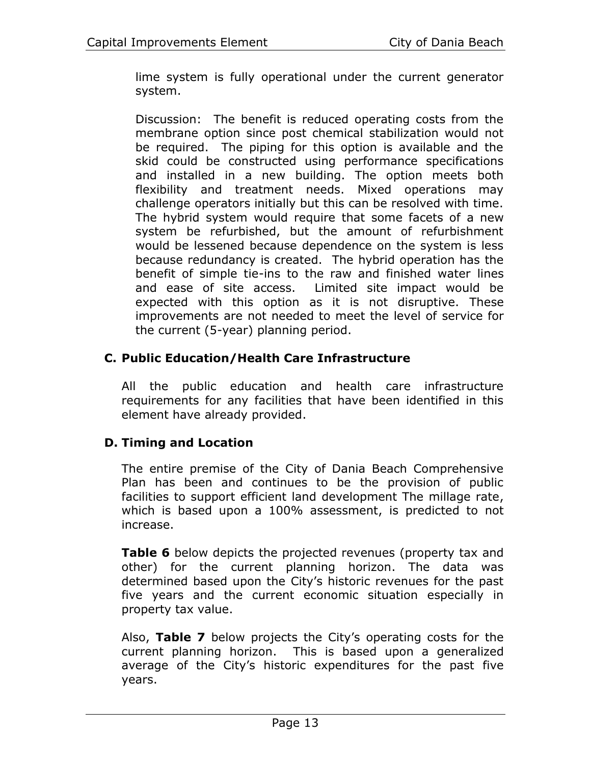lime system is fully operational under the current generator system.

Discussion: The benefit is reduced operating costs from the membrane option since post chemical stabilization would not be required. The piping for this option is available and the skid could be constructed using performance specifications and installed in a new building. The option meets both flexibility and treatment needs. Mixed operations may challenge operators initially but this can be resolved with time. The hybrid system would require that some facets of a new system be refurbished, but the amount of refurbishment would be lessened because dependence on the system is less because redundancy is created. The hybrid operation has the benefit of simple tie-ins to the raw and finished water lines and ease of site access. Limited site impact would be expected with this option as it is not disruptive. These improvements are not needed to meet the level of service for the current (5-year) planning period.

### C. Public Education/Health Care Infrastructure

All the public education and health care infrastructure requirements for any facilities that have been identified in this element have already provided.

### D. Timing and Location

The entire premise of the City of Dania Beach Comprehensive Plan has been and continues to be the provision of public facilities to support efficient land development The millage rate, which is based upon a 100% assessment, is predicted to not increase.

**Table 6** below depicts the projected revenues (property tax and other) for the current planning horizon. The data was determined based upon the City's historic revenues for the past five years and the current economic situation especially in property tax value.

Also, **Table 7** below projects the City's operating costs for the current planning horizon. This is based upon a generalized average of the City's historic expenditures for the past five years.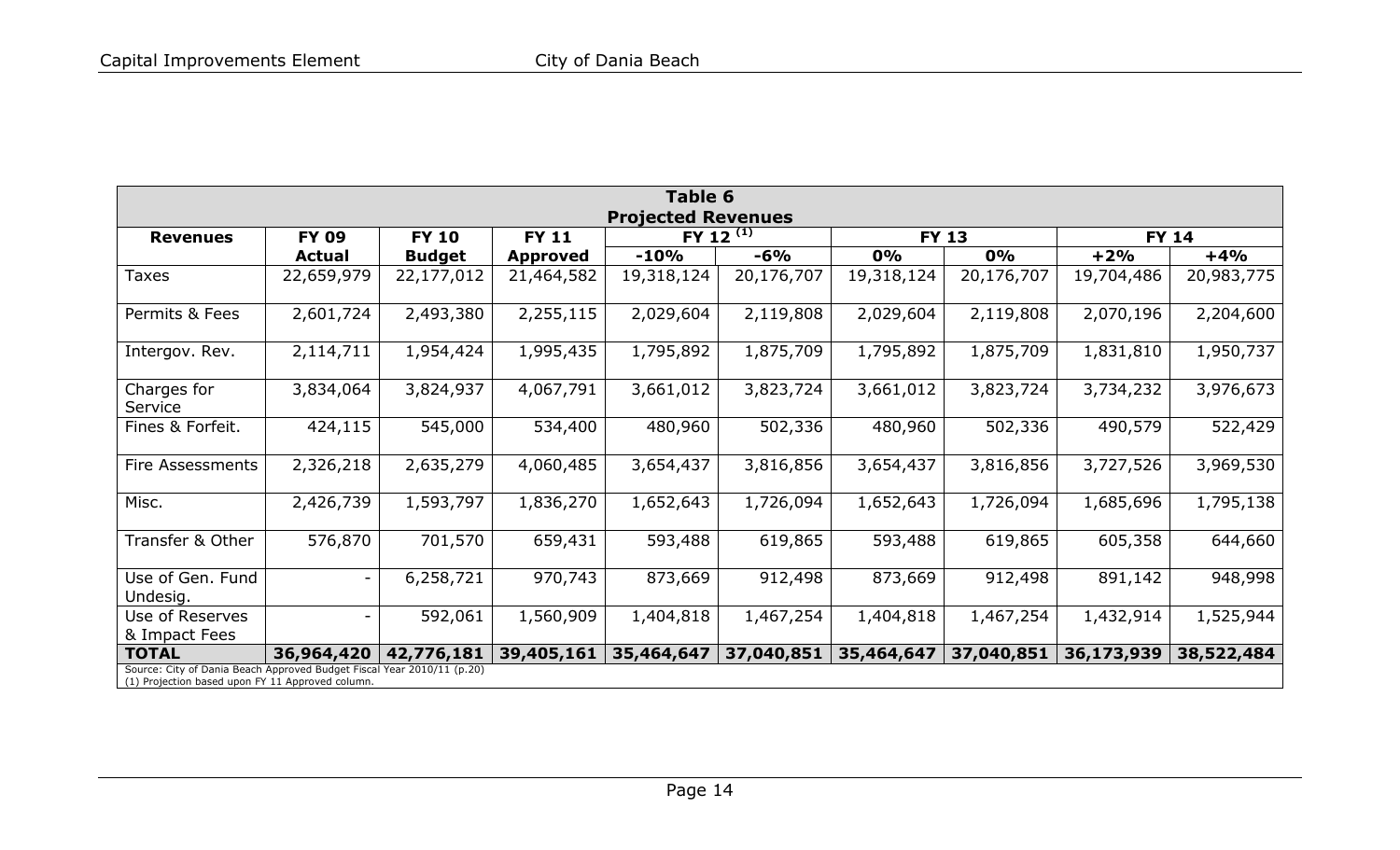| Table 6 Projected Revenues | | | | | | | | | |
|---|---|---|---|---|---|---|---|---|---|
| **Revenues** | **FY 09** | **FY 10** | **FY 11** | **FY 12 (1)** | | **FY 13** | | **FY 14** | |
| | **Actual** | **Budget** | **Approved** | **-10%** | **-6%** | **0%** | **0%** | **+2%** | **+4%** |
| Taxes | 22,659,979 | 22,177,012 | 21,464,582 | 19,318,124 | 20,176,707 | 19,318,124 | 20,176,707 | 19,704,486 | 20,983,775 |
| Permits & Fees | 2,601,724 | 2,493,380 | 2,255,115 | 2,029,604 | 2,119,808 | 2,029,604 | 2,119,808 | 2,070,196 | 2,204,600 |
| Intergov. Rev. | 2,114,711 | 1,954,424 | 1,995,435 | 1,795,892 | 1,875,709 | 1,795,892 | 1,875,709 | 1,831,810 | 1,950,737 |
| Charges for Service | 3,834,064 | 3,824,937 | 4,067,791 | 3,661,012 | 3,823,724 | 3,661,012 | 3,823,724 | 3,734,232 | 3,976,673 |
| Fines & Forfeit. | 424,115 | 545,000 | 534,400 | 480,960 | 502,336 | 480,960 | 502,336 | 490,579 | 522,429 |
| Fire Assessments | 2,326,218 | 2,635,279 | 4,060,485 | 3,654,437 | 3,816,856 | 3,654,437 | 3,816,856 | 3,727,526 | 3,969,530 |
| Misc. | 2,426,739 | 1,593,797 | 1,836,270 | 1,652,643 | 1,726,094 | 1,652,643 | 1,726,094 | 1,685,696 | 1,795,138 |
| Transfer & Other | 576,870 | 701,570 | 659,431 | 593,488 | 619,865 | 593,488 | 619,865 | 605,358 | 644,660 |
| Use of Gen. Fund Undesig. | - | 6,258,721 | 970,743 | 873,669 | 912,498 | 873,669 | 912,498 | 891,142 | 948,998 |
| Use of Reserves & Impact Fees | - | 592,061 | 1,560,909 | 1,404,818 | 1,467,254 | 1,404,818 | 1,467,254 | 1,432,914 | 1,525,944 |
| **TOTAL** | **36,964,420** | **42,776,181** | **39,405,161** | **35,464,647** | **37,040,851** | **35,464,647** | **37,040,851** | **36,173,939** | **38,522,484** |

Source: City of Dania Beach Approved Budget Fiscal Year 2010/11 (p.20)
(1) Projection based upon FY 11 Approved column.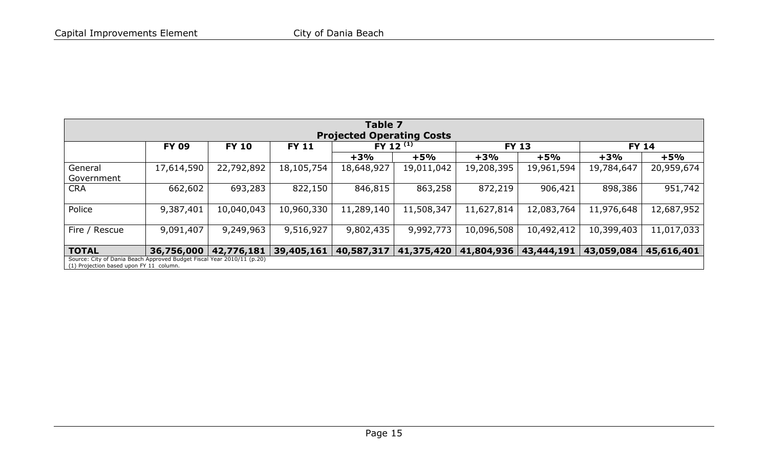| Table 7 Projected Operating Costs | | | | | | | | | |
|---|---|---|---|---|---|---|---|---|---|
| | **FY 09** | **FY 10** | **FY 11** | **FY 12 (1)** | | **FY 13** | | **FY 14** | |
| | | | | **+3%** | **+5%** | **+3%** | **+5%** | **+3%** | **+5%** |
| General Government | 17,614,590 | 22,792,892 | 18,105,754 | 18,648,927 | 19,011,042 | 19,208,395 | 19,961,594 | 19,784,647 | 20,959,674 |
| CRA | 662,602 | 693,283 | 822,150 | 846,815 | 863,258 | 872,219 | 906,421 | 898,386 | 951,742 |
| Police | 9,387,401 | 10,040,043 | 10,960,330 | 11,289,140 | 11,508,347 | 11,627,814 | 12,083,764 | 11,976,648 | 12,687,952 |
| Fire / Rescue | 9,091,407 | 9,249,963 | 9,516,927 | 9,802,435 | 9,992,773 | 10,096,508 | 10,492,412 | 10,399,403 | 11,017,033 |
| **TOTAL** | **36,756,000** | **42,776,181** | **39,405,161** | **40,587,317** | **41,375,420** | **41,804,936** | **43,444,191** | **43,059,084** | **45,616,401** |

Source: City of Dania Beach Approved Budget Fiscal Year 2010/11 (p.20)
(1) Projection based upon FY 11 column.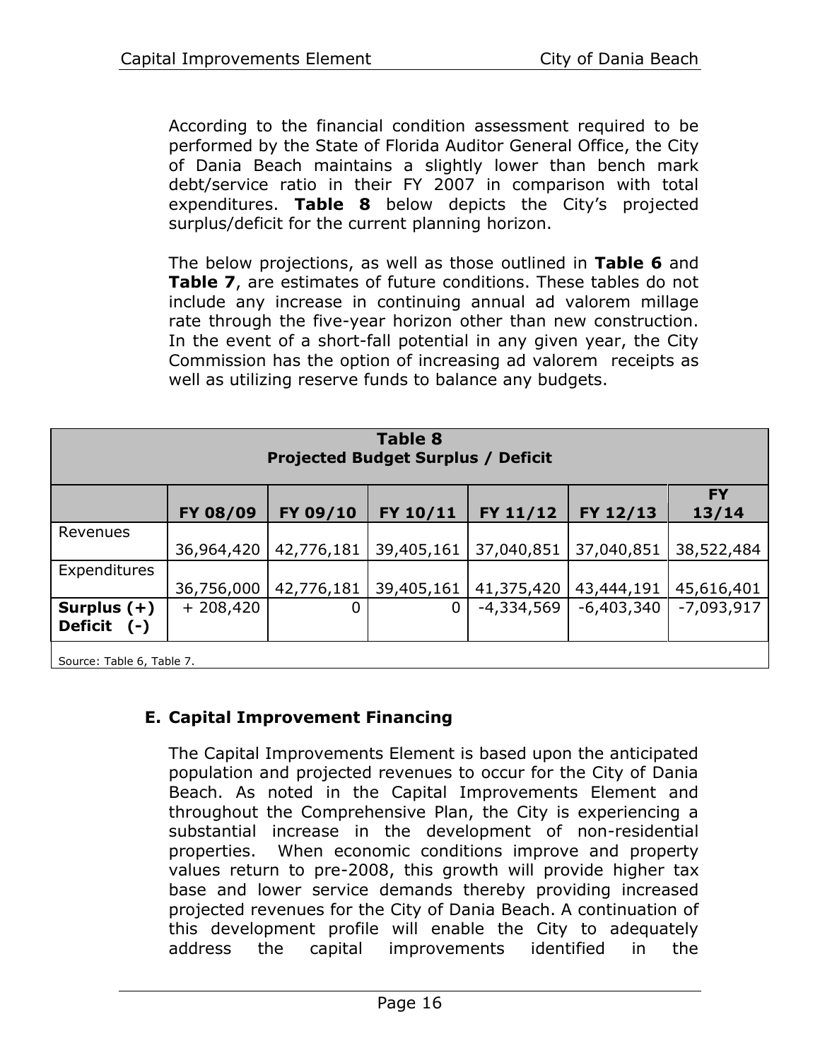According to the financial condition assessment required to be performed by the State of Florida Auditor General Office, the City of Dania Beach maintains a slightly lower than bench mark debt/service ratio in their FY 2007 in comparison with total expenditures. **Table 8** below depicts the City's projected surplus/deficit for the current planning horizon.

The below projections, as well as those outlined in **Table 6** and **Table 7**, are estimates of future conditions. These tables do not include any increase in continuing annual ad valorem millage rate through the five-year horizon other than new construction. In the event of a short-fall potential in any given year, the City Commission has the option of increasing ad valorem receipts as well as utilizing reserve funds to balance any budgets.

**Table 8**
**Projected Budget Surplus / Deficit**

| | FY 08/09 | FY 09/10 | FY 10/11 | FY 11/12 | FY 12/13 | FY 13/14 |
|---|---|---|---|---|---|---|
| Revenues | 36,964,420 | 42,776,181 | 39,405,161 | 37,040,851 | 37,040,851 | 38,522,484 |
| Expenditures | 36,756,000 | 42,776,181 | 39,405,161 | 41,375,420 | 43,444,191 | 45,616,401 |
| **Surplus (+) Deficit (-)** | + 208,420 | 0 | 0 | -4,334,569 | -6,403,340 | -7,093,917 |

Source: Table 6, Table 7.

## E. Capital Improvement Financing

The Capital Improvements Element is based upon the anticipated population and projected revenues to occur for the City of Dania Beach. As noted in the Capital Improvements Element and throughout the Comprehensive Plan, the City is experiencing a substantial increase in the development of non-residential properties. When economic conditions improve and property values return to pre-2008, this growth will provide higher tax base and lower service demands thereby providing increased projected revenues for the City of Dania Beach. A continuation of this development profile will enable the City to adequately address the capital improvements identified in the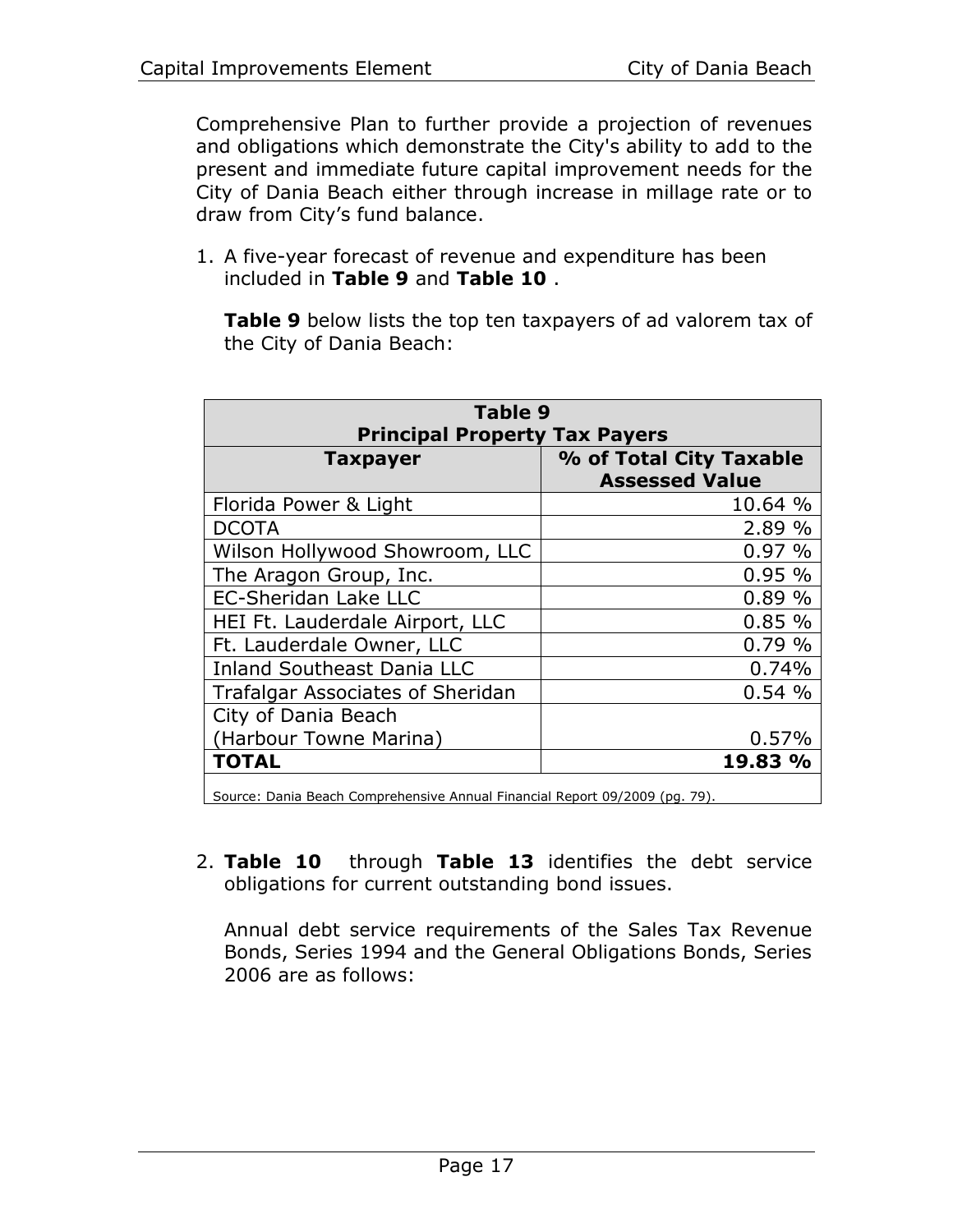Comprehensive Plan to further provide a projection of revenues and obligations which demonstrate the City's ability to add to the present and immediate future capital improvement needs for the City of Dania Beach either through increase in millage rate or to draw from City's fund balance.

1. A five-year forecast of revenue and expenditure has been included in **Table 9** and **Table 10** .

   **Table 9** below lists the top ten taxpayers of ad valorem tax of the City of Dania Beach:

| **Table 9 Principal Property Tax Payers** | |
|---|---|
| **Taxpayer** | **% of Total City Taxable Assessed Value** |
| Florida Power & Light | 10.64 % |
| DCOTA | 2.89 % |
| Wilson Hollywood Showroom, LLC | 0.97 % |
| The Aragon Group, Inc. | 0.95 % |
| EC-Sheridan Lake LLC | 0.89 % |
| HEI Ft. Lauderdale Airport, LLC | 0.85 % |
| Ft. Lauderdale Owner, LLC | 0.79 % |
| Inland Southeast Dania LLC | 0.74% |
| Trafalgar Associates of Sheridan | 0.54 % |
| City of Dania Beach (Harbour Towne Marina) | 0.57% |
| **TOTAL** | **19.83 %** |

Source: Dania Beach Comprehensive Annual Financial Report 09/2009 (pg. 79).

2. **Table 10** through **Table 13** identifies the debt service obligations for current outstanding bond issues.

   Annual debt service requirements of the Sales Tax Revenue Bonds, Series 1994 and the General Obligations Bonds, Series 2006 are as follows: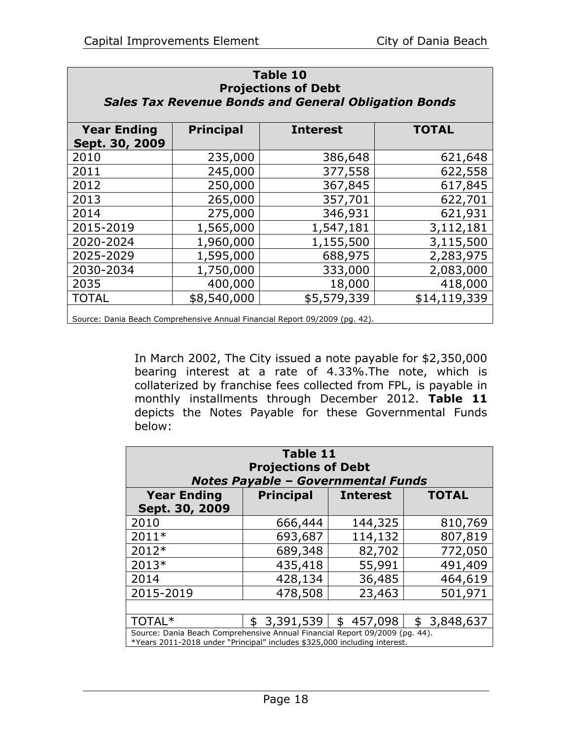| Table 10<br>Projections of Debt<br>*Sales Tax Revenue Bonds and General Obligation Bonds* | | | |
|---|---|---|---|
| **Year Ending Sept. 30, 2009** | **Principal** | **Interest** | **TOTAL** |
| 2010 | 235,000 | 386,648 | 621,648 |
| 2011 | 245,000 | 377,558 | 622,558 |
| 2012 | 250,000 | 367,845 | 617,845 |
| 2013 | 265,000 | 357,701 | 622,701 |
| 2014 | 275,000 | 346,931 | 621,931 |
| 2015-2019 | 1,565,000 | 1,547,181 | 3,112,181 |
| 2020-2024 | 1,960,000 | 1,155,500 | 3,115,500 |
| 2025-2029 | 1,595,000 | 688,975 | 2,283,975 |
| 2030-2034 | 1,750,000 | 333,000 | 2,083,000 |
| 2035 | 400,000 | 18,000 | 418,000 |
| TOTAL | $8,540,000 | $5,579,339 | $14,119,339 |

Source: Dania Beach Comprehensive Annual Financial Report 09/2009 (pg. 42).

In March 2002, The City issued a note payable for $2,350,000 bearing interest at a rate of 4.33%.The note, which is collaterized by franchise fees collected from FPL, is payable in monthly installments through December 2012. **Table 11** depicts the Notes Payable for these Governmental Funds below:

| Table 11<br>Projections of Debt<br>*Notes Payable – Governmental Funds* | | | |
|---|---|---|---|
| **Year Ending Sept. 30, 2009** | **Principal** | **Interest** | **TOTAL** |
| 2010 | 666,444 | 144,325 | 810,769 |
| 2011* | 693,687 | 114,132 | 807,819 |
| 2012* | 689,348 | 82,702 | 772,050 |
| 2013* | 435,418 | 55,991 | 491,409 |
| 2014 | 428,134 | 36,485 | 464,619 |
| 2015-2019 | 478,508 | 23,463 | 501,971 |
| | | | |
| TOTAL* | $ 3,391,539 | $ 457,098 | $ 3,848,637 |

Source: Dania Beach Comprehensive Annual Financial Report 09/2009 (pg. 44).
*Years 2011-2018 under "Principal" includes $325,000 including interest.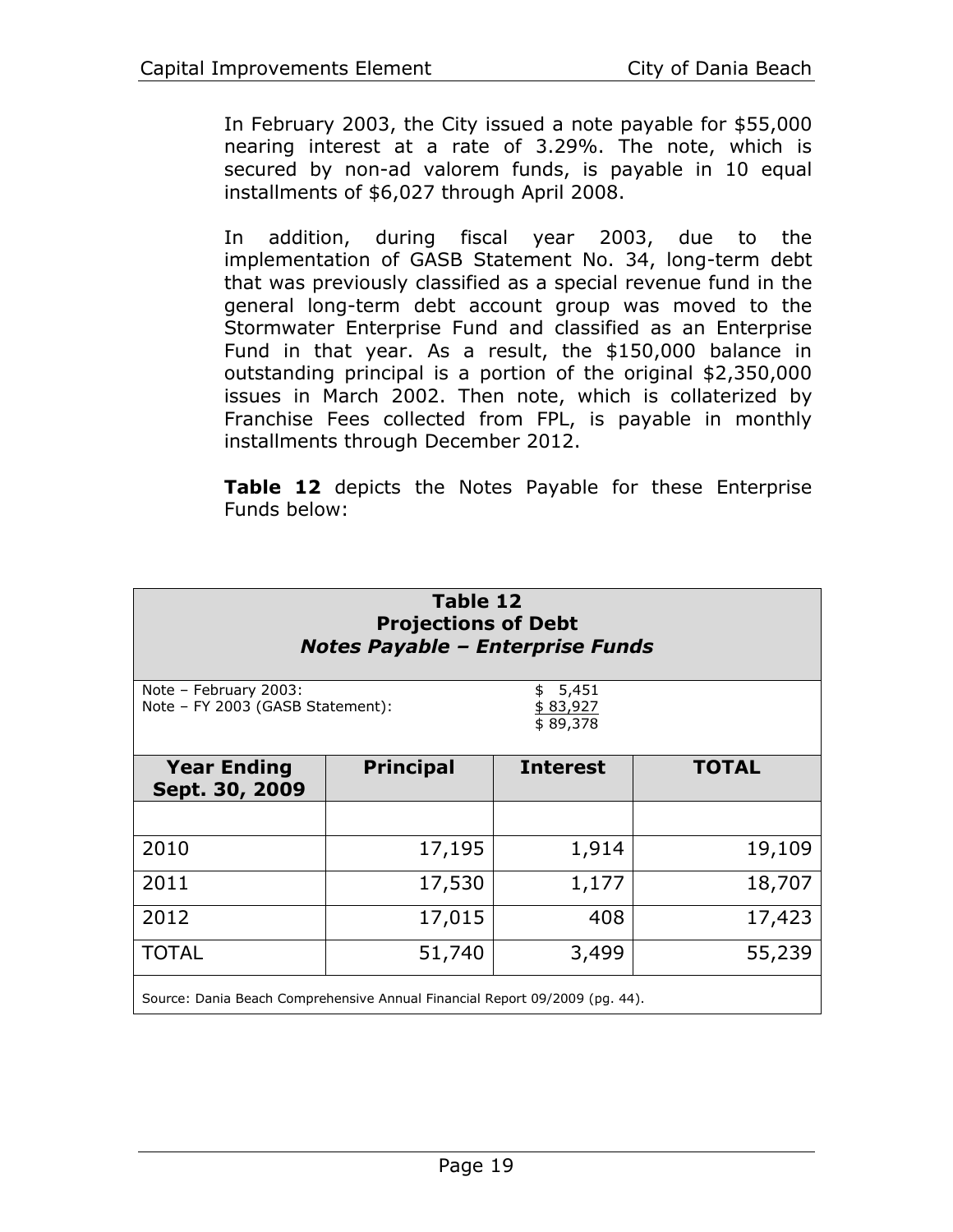In February 2003, the City issued a note payable for $55,000 nearing interest at a rate of 3.29%. The note, which is secured by non-ad valorem funds, is payable in 10 equal installments of $6,027 through April 2008.

In addition, during fiscal year 2003, due to the implementation of GASB Statement No. 34, long-term debt that was previously classified as a special revenue fund in the general long-term debt account group was moved to the Stormwater Enterprise Fund and classified as an Enterprise Fund in that year. As a result, the $150,000 balance in outstanding principal is a portion of the original $2,350,000 issues in March 2002. Then note, which is collaterized by Franchise Fees collected from FPL, is payable in monthly installments through December 2012.

**Table 12** depicts the Notes Payable for these Enterprise Funds below:

**Table 12**
**Projections of Debt**
***Notes Payable – Enterprise Funds***

| | |
|---|---|
| Note – February 2003: | $ 5,451 |
| Note – FY 2003 (GASB Statement): | $ 83,927 |
| | $ 89,378 |

| Year Ending Sept. 30, 2009 | Principal | Interest | TOTAL |
|---|---|---|---|
| | | | |
| 2010 | 17,195 | 1,914 | 19,109 |
| 2011 | 17,530 | 1,177 | 18,707 |
| 2012 | 17,015 | 408 | 17,423 |
| TOTAL | 51,740 | 3,499 | 55,239 |

Source: Dania Beach Comprehensive Annual Financial Report 09/2009 (pg. 44).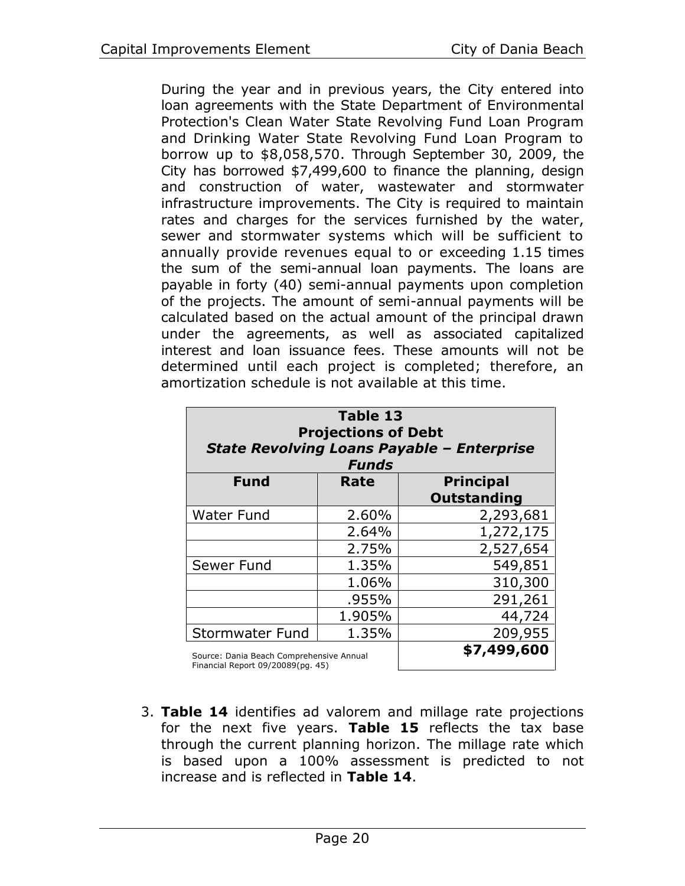During the year and in previous years, the City entered into loan agreements with the State Department of Environmental Protection's Clean Water State Revolving Fund Loan Program and Drinking Water State Revolving Fund Loan Program to borrow up to \$8,058,570. Through September 30, 2009, the City has borrowed \$7,499,600 to finance the planning, design and construction of water, wastewater and stormwater infrastructure improvements. The City is required to maintain rates and charges for the services furnished by the water, sewer and stormwater systems which will be sufficient to annually provide revenues equal to or exceeding 1.15 times the sum of the semi-annual loan payments. The loans are payable in forty (40) semi-annual payments upon completion of the projects. The amount of semi-annual payments will be calculated based on the actual amount of the principal drawn under the agreements, as well as associated capitalized interest and loan issuance fees. These amounts will not be determined until each project is completed; therefore, an amortization schedule is not available at this time.

**Table 13**
**Projections of Debt**
***State Revolving Loans Payable – Enterprise Funds***

| Fund | Rate | Principal Outstanding |
|---|---:|---:|
| Water Fund | 2.60% | 2,293,681 |
| | 2.64% | 1,272,175 |
| | 2.75% | 2,527,654 |
| Sewer Fund | 1.35% | 549,851 |
| | 1.06% | 310,300 |
| | .955% | 291,261 |
| | 1.905% | 44,724 |
| Stormwater Fund | 1.35% | 209,955 |
| | | **\$7,499,600** |

Source: Dania Beach Comprehensive Annual Financial Report 09/20089(pg. 45)

3. **Table 14** identifies ad valorem and millage rate projections for the next five years. **Table 15** reflects the tax base through the current planning horizon. The millage rate which is based upon a 100% assessment is predicted to not increase and is reflected in **Table 14**.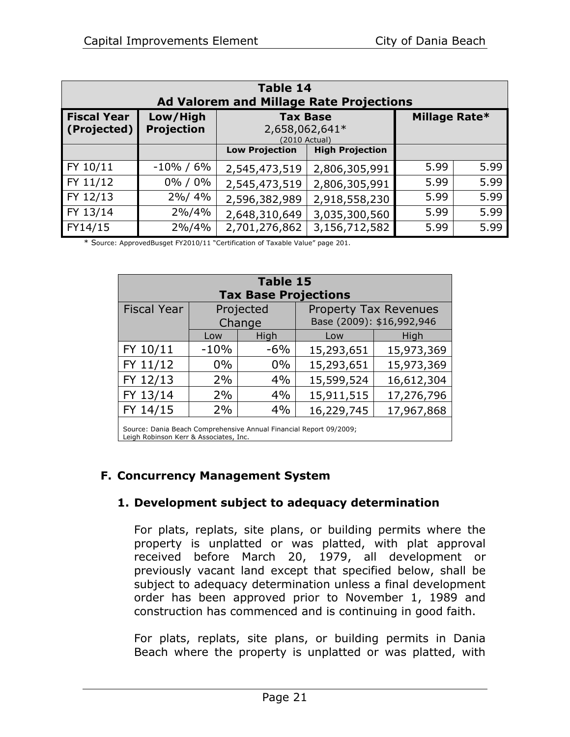| Table 14 Ad Valorem and Millage Rate Projections | | | | | |
|---|---|---|---|---|---|
| **Fiscal Year (Projected)** | **Low/High Projection** | **Tax Base** 2,658,062,641* (2010 Actual) | | **Millage Rate*** | |
| | | **Low Projection** | **High Projection** | | |
| FY 10/11 | -10% / 6% | 2,545,473,519 | 2,806,305,991 | 5.99 | 5.99 |
| FY 11/12 | 0% / 0% | 2,545,473,519 | 2,806,305,991 | 5.99 | 5.99 |
| FY 12/13 | 2%/ 4% | 2,596,382,989 | 2,918,558,230 | 5.99 | 5.99 |
| FY 13/14 | 2%/4% | 2,648,310,649 | 3,035,300,560 | 5.99 | 5.99 |
| FY14/15 | 2%/4% | 2,701,276,862 | 3,156,712,582 | 5.99 | 5.99 |

* Source: ApprovedBusget FY2010/11 "Certification of Taxable Value" page 201.

| Table 15 Tax Base Projections | | | | |
|---|---|---|---|---|
| Fiscal Year | Projected Change | | Property Tax Revenues Base (2009): $16,992,946 | |
| | Low | High | Low | High |
| FY 10/11 | -10% | -6% | 15,293,651 | 15,973,369 |
| FY 11/12 | 0% | 0% | 15,293,651 | 15,973,369 |
| FY 12/13 | 2% | 4% | 15,599,524 | 16,612,304 |
| FY 13/14 | 2% | 4% | 15,911,515 | 17,276,796 |
| FY 14/15 | 2% | 4% | 16,229,745 | 17,967,868 |

Source: Dania Beach Comprehensive Annual Financial Report 09/2009; Leigh Robinson Kerr & Associates, Inc.

## F. Concurrency Management System

### 1. Development subject to adequacy determination

For plats, replats, site plans, or building permits where the property is unplatted or was platted, with plat approval received before March 20, 1979, all development or previously vacant land except that specified below, shall be subject to adequacy determination unless a final development order has been approved prior to November 1, 1989 and construction has commenced and is continuing in good faith.

For plats, replats, site plans, or building permits in Dania Beach where the property is unplatted or was platted, with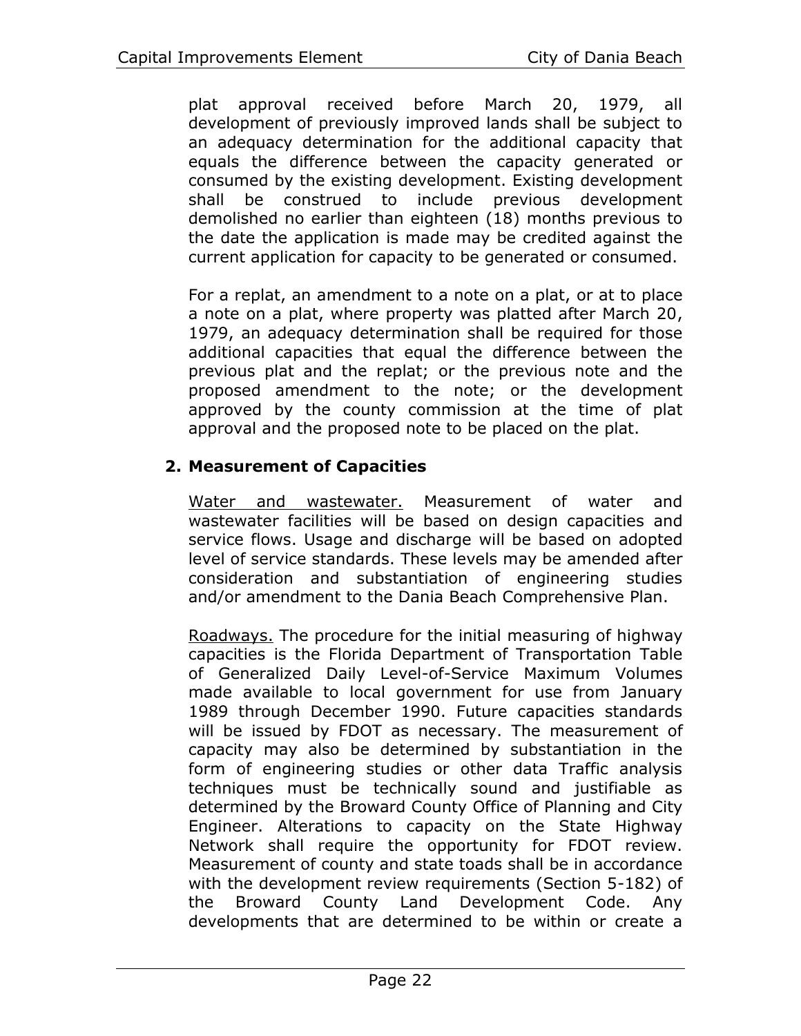plat approval received before March 20, 1979, all development of previously improved lands shall be subject to an adequacy determination for the additional capacity that equals the difference between the capacity generated or consumed by the existing development. Existing development shall be construed to include previous development demolished no earlier than eighteen (18) months previous to the date the application is made may be credited against the current application for capacity to be generated or consumed.

For a replat, an amendment to a note on a plat, or at to place a note on a plat, where property was platted after March 20, 1979, an adequacy determination shall be required for those additional capacities that equal the difference between the previous plat and the replat; or the previous note and the proposed amendment to the note; or the development approved by the county commission at the time of plat approval and the proposed note to be placed on the plat.

**2. Measurement of Capacities**

<u>Water and wastewater.</u> Measurement of water and wastewater facilities will be based on design capacities and service flows. Usage and discharge will be based on adopted level of service standards. These levels may be amended after consideration and substantiation of engineering studies and/or amendment to the Dania Beach Comprehensive Plan.

<u>Roadways.</u> The procedure for the initial measuring of highway capacities is the Florida Department of Transportation Table of Generalized Daily Level-of-Service Maximum Volumes made available to local government for use from January 1989 through December 1990. Future capacities standards will be issued by FDOT as necessary. The measurement of capacity may also be determined by substantiation in the form of engineering studies or other data Traffic analysis techniques must be technically sound and justifiable as determined by the Broward County Office of Planning and City Engineer. Alterations to capacity on the State Highway Network shall require the opportunity for FDOT review. Measurement of county and state toads shall be in accordance with the development review requirements (Section 5-182) of the Broward County Land Development Code. Any developments that are determined to be within or create a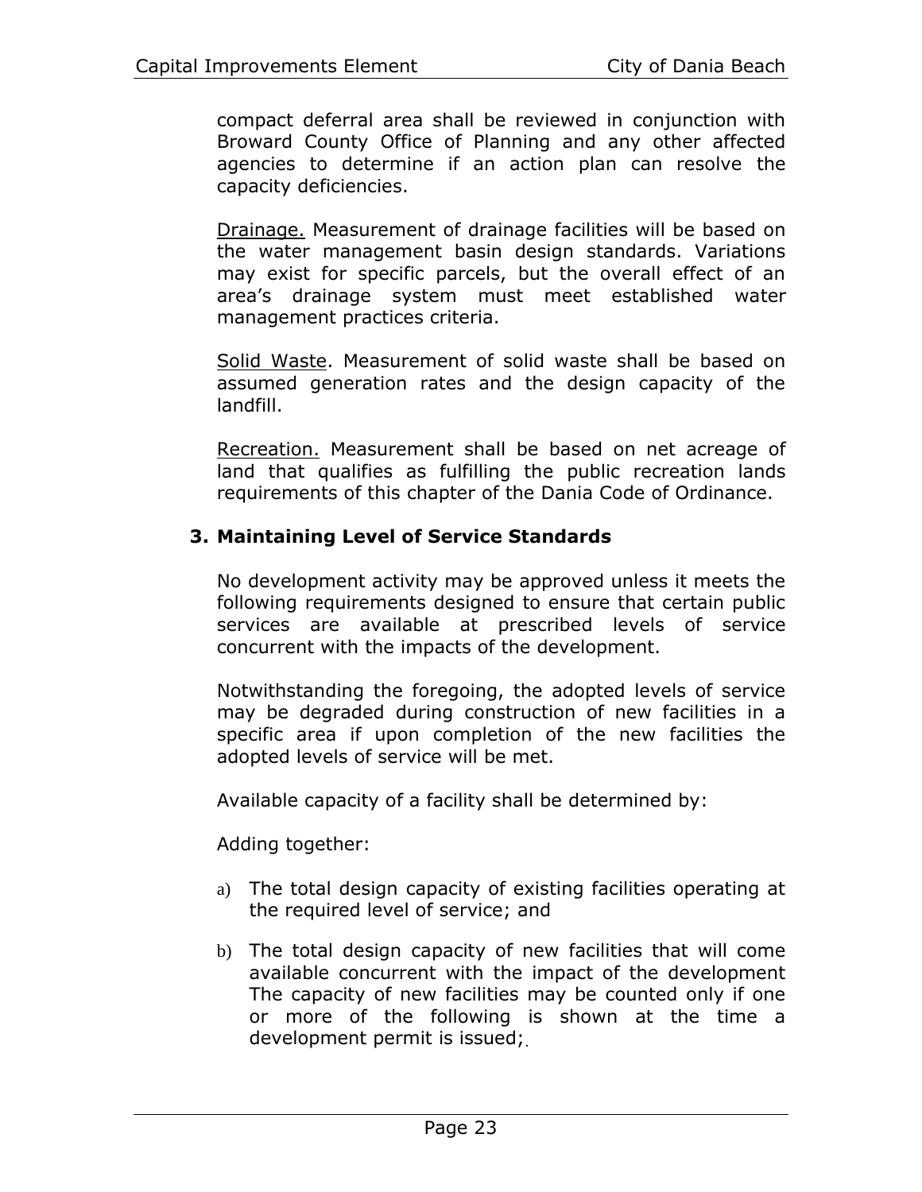compact deferral area shall be reviewed in conjunction with Broward County Office of Planning and any other affected agencies to determine if an action plan can resolve the capacity deficiencies.

Drainage. Measurement of drainage facilities will be based on the water management basin design standards. Variations may exist for specific parcels, but the overall effect of an area's drainage system must meet established water management practices criteria.

Solid Waste. Measurement of solid waste shall be based on assumed generation rates and the design capacity of the landfill.

Recreation. Measurement shall be based on net acreage of land that qualifies as fulfilling the public recreation lands requirements of this chapter of the Dania Code of Ordinance.

### 3. Maintaining Level of Service Standards

No development activity may be approved unless it meets the following requirements designed to ensure that certain public services are available at prescribed levels of service concurrent with the impacts of the development.

Notwithstanding the foregoing, the adopted levels of service may be degraded during construction of new facilities in a specific area if upon completion of the new facilities the adopted levels of service will be met.

Available capacity of a facility shall be determined by:

Adding together:

a) The total design capacity of existing facilities operating at the required level of service; and

b) The total design capacity of new facilities that will come available concurrent with the impact of the development The capacity of new facilities may be counted only if one or more of the following is shown at the time a development permit is issued;.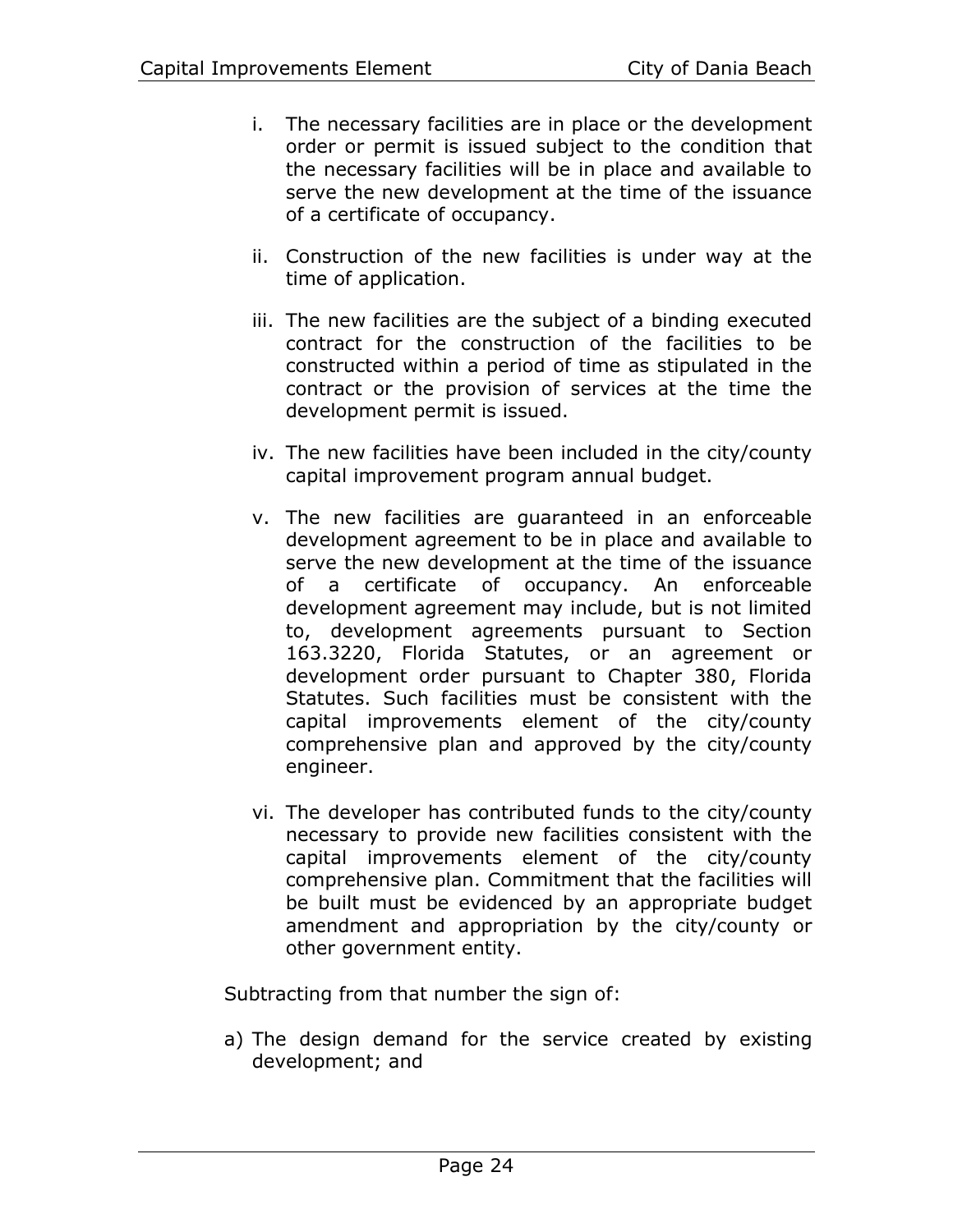i. The necessary facilities are in place or the development order or permit is issued subject to the condition that the necessary facilities will be in place and available to serve the new development at the time of the issuance of a certificate of occupancy.

ii. Construction of the new facilities is under way at the time of application.

iii. The new facilities are the subject of a binding executed contract for the construction of the facilities to be constructed within a period of time as stipulated in the contract or the provision of services at the time the development permit is issued.

iv. The new facilities have been included in the city/county capital improvement program annual budget.

v. The new facilities are guaranteed in an enforceable development agreement to be in place and available to serve the new development at the time of the issuance of a certificate of occupancy. An enforceable development agreement may include, but is not limited to, development agreements pursuant to Section 163.3220, Florida Statutes, or an agreement or development order pursuant to Chapter 380, Florida Statutes. Such facilities must be consistent with the capital improvements element of the city/county comprehensive plan and approved by the city/county engineer.

vi. The developer has contributed funds to the city/county necessary to provide new facilities consistent with the capital improvements element of the city/county comprehensive plan. Commitment that the facilities will be built must be evidenced by an appropriate budget amendment and appropriation by the city/county or other government entity.

Subtracting from that number the sign of:

a) The design demand for the service created by existing development; and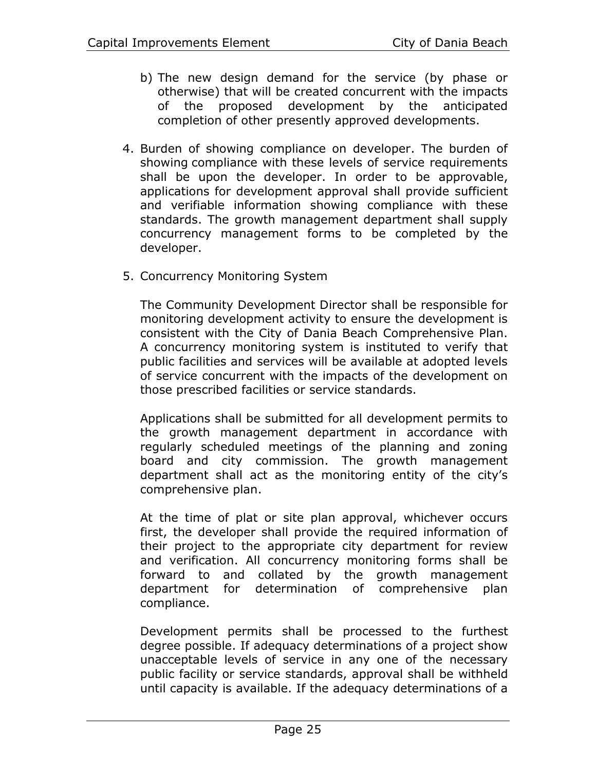b) The new design demand for the service (by phase or otherwise) that will be created concurrent with the impacts of the proposed development by the anticipated completion of other presently approved developments.

4. Burden of showing compliance on developer. The burden of showing compliance with these levels of service requirements shall be upon the developer. In order to be approvable, applications for development approval shall provide sufficient and verifiable information showing compliance with these standards. The growth management department shall supply concurrency management forms to be completed by the developer.

5. Concurrency Monitoring System

   The Community Development Director shall be responsible for monitoring development activity to ensure the development is consistent with the City of Dania Beach Comprehensive Plan. A concurrency monitoring system is instituted to verify that public facilities and services will be available at adopted levels of service concurrent with the impacts of the development on those prescribed facilities or service standards.

   Applications shall be submitted for all development permits to the growth management department in accordance with regularly scheduled meetings of the planning and zoning board and city commission. The growth management department shall act as the monitoring entity of the city's comprehensive plan.

   At the time of plat or site plan approval, whichever occurs first, the developer shall provide the required information of their project to the appropriate city department for review and verification. All concurrency monitoring forms shall be forward to and collated by the growth management department for determination of comprehensive plan compliance.

   Development permits shall be processed to the furthest degree possible. If adequacy determinations of a project show unacceptable levels of service in any one of the necessary public facility or service standards, approval shall be withheld until capacity is available. If the adequacy determinations of a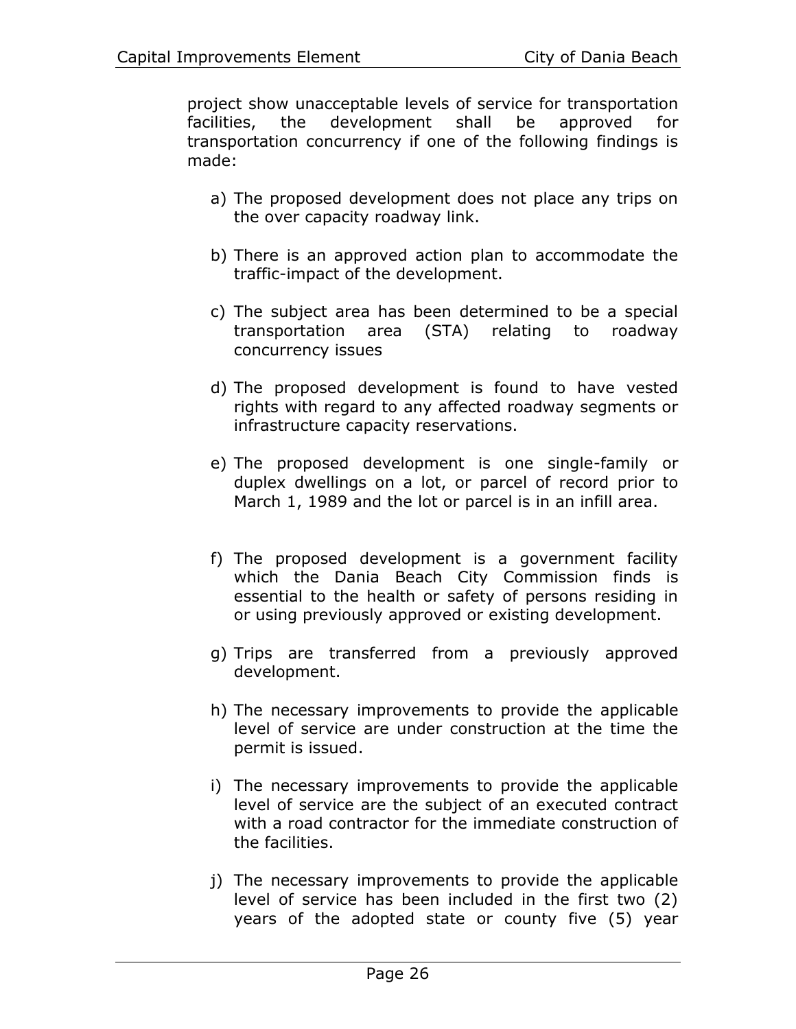project show unacceptable levels of service for transportation facilities, the development shall be approved for transportation concurrency if one of the following findings is made:

a) The proposed development does not place any trips on the over capacity roadway link.

b) There is an approved action plan to accommodate the traffic-impact of the development.

c) The subject area has been determined to be a special transportation area (STA) relating to roadway concurrency issues

d) The proposed development is found to have vested rights with regard to any affected roadway segments or infrastructure capacity reservations.

e) The proposed development is one single-family or duplex dwellings on a lot, or parcel of record prior to March 1, 1989 and the lot or parcel is in an infill area.

f) The proposed development is a government facility which the Dania Beach City Commission finds is essential to the health or safety of persons residing in or using previously approved or existing development.

g) Trips are transferred from a previously approved development.

h) The necessary improvements to provide the applicable level of service are under construction at the time the permit is issued.

i) The necessary improvements to provide the applicable level of service are the subject of an executed contract with a road contractor for the immediate construction of the facilities.

j) The necessary improvements to provide the applicable level of service has been included in the first two (2) years of the adopted state or county five (5) year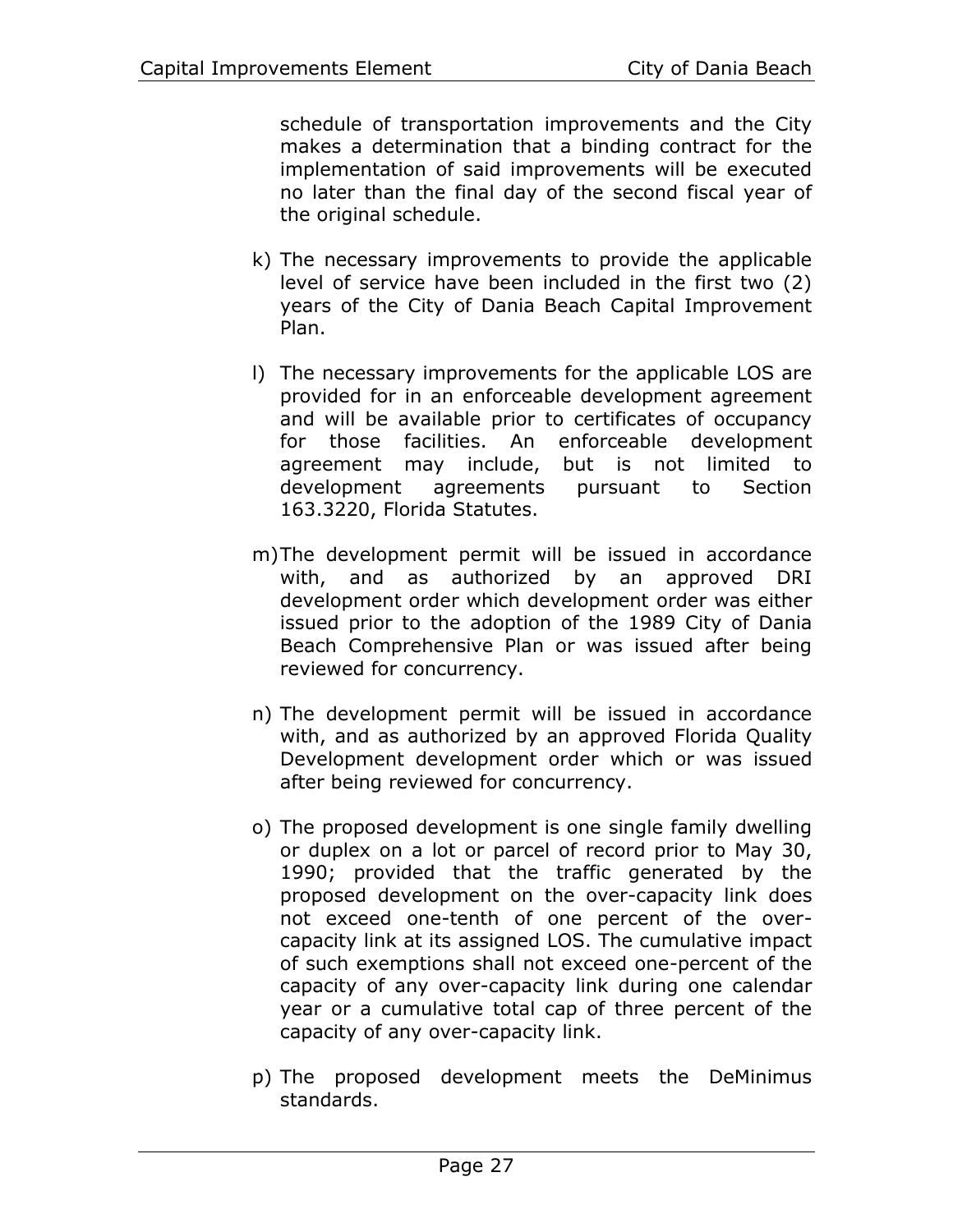schedule of transportation improvements and the City makes a determination that a binding contract for the implementation of said improvements will be executed no later than the final day of the second fiscal year of the original schedule.

k) The necessary improvements to provide the applicable level of service have been included in the first two (2) years of the City of Dania Beach Capital Improvement Plan.

l) The necessary improvements for the applicable LOS are provided for in an enforceable development agreement and will be available prior to certificates of occupancy for those facilities. An enforceable development agreement may include, but is not limited to development agreements pursuant to Section 163.3220, Florida Statutes.

m) The development permit will be issued in accordance with, and as authorized by an approved DRI development order which development order was either issued prior to the adoption of the 1989 City of Dania Beach Comprehensive Plan or was issued after being reviewed for concurrency.

n) The development permit will be issued in accordance with, and as authorized by an approved Florida Quality Development development order which or was issued after being reviewed for concurrency.

o) The proposed development is one single family dwelling or duplex on a lot or parcel of record prior to May 30, 1990; provided that the traffic generated by the proposed development on the over-capacity link does not exceed one-tenth of one percent of the over-capacity link at its assigned LOS. The cumulative impact of such exemptions shall not exceed one-percent of the capacity of any over-capacity link during one calendar year or a cumulative total cap of three percent of the capacity of any over-capacity link.

p) The proposed development meets the DeMinimus standards.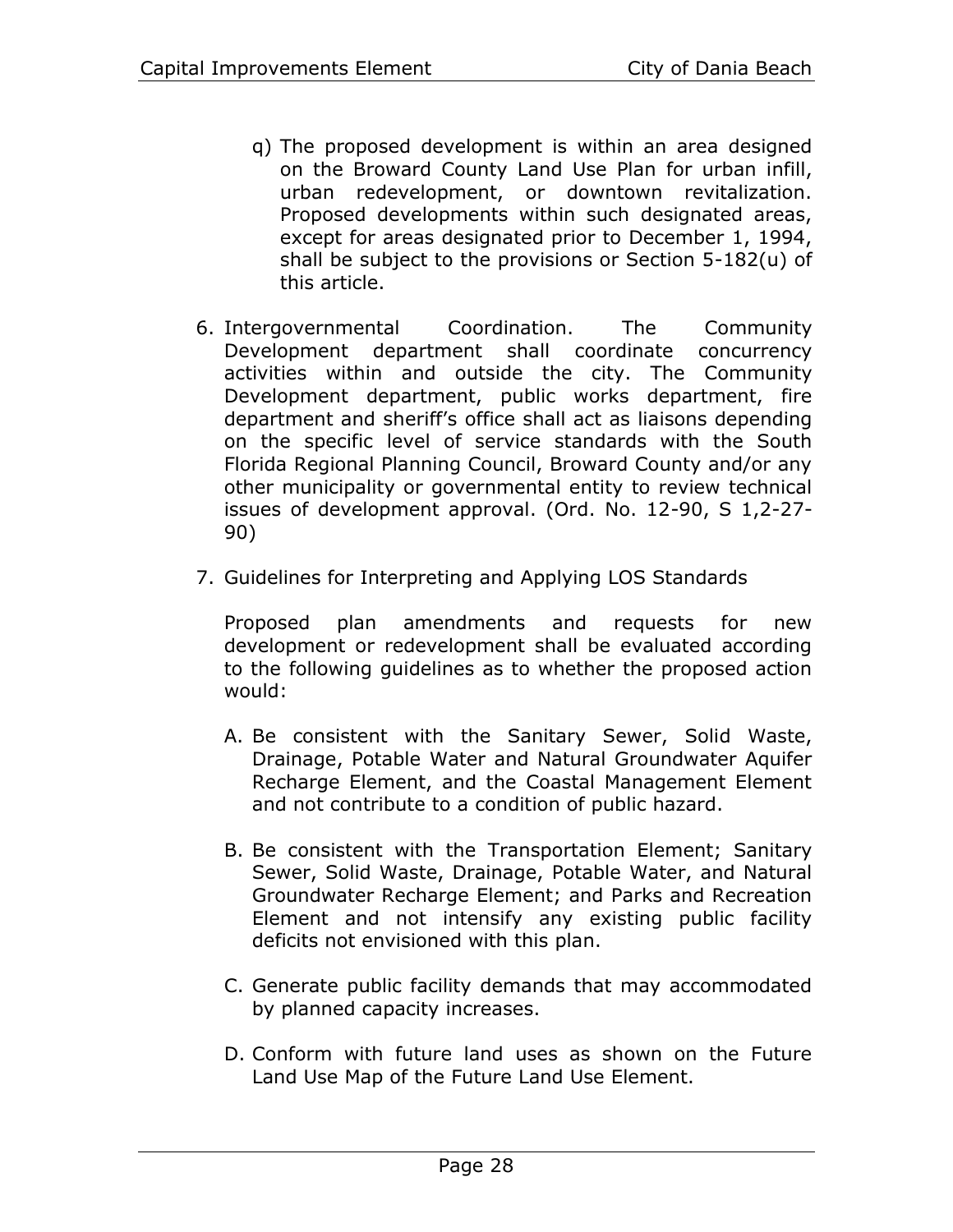q) The proposed development is within an area designed on the Broward County Land Use Plan for urban infill, urban redevelopment, or downtown revitalization. Proposed developments within such designated areas, except for areas designated prior to December 1, 1994, shall be subject to the provisions or Section 5-182(u) of this article.

6. Intergovernmental Coordination. The Community Development department shall coordinate concurrency activities within and outside the city. The Community Development department, public works department, fire department and sheriff's office shall act as liaisons depending on the specific level of service standards with the South Florida Regional Planning Council, Broward County and/or any other municipality or governmental entity to review technical issues of development approval. (Ord. No. 12-90, S 1,2-27-90)

7. Guidelines for Interpreting and Applying LOS Standards

   Proposed plan amendments and requests for new development or redevelopment shall be evaluated according to the following guidelines as to whether the proposed action would:

   A. Be consistent with the Sanitary Sewer, Solid Waste, Drainage, Potable Water and Natural Groundwater Aquifer Recharge Element, and the Coastal Management Element and not contribute to a condition of public hazard.

   B. Be consistent with the Transportation Element; Sanitary Sewer, Solid Waste, Drainage, Potable Water, and Natural Groundwater Recharge Element; and Parks and Recreation Element and not intensify any existing public facility deficits not envisioned with this plan.

   C. Generate public facility demands that may accommodated by planned capacity increases.

   D. Conform with future land uses as shown on the Future Land Use Map of the Future Land Use Element.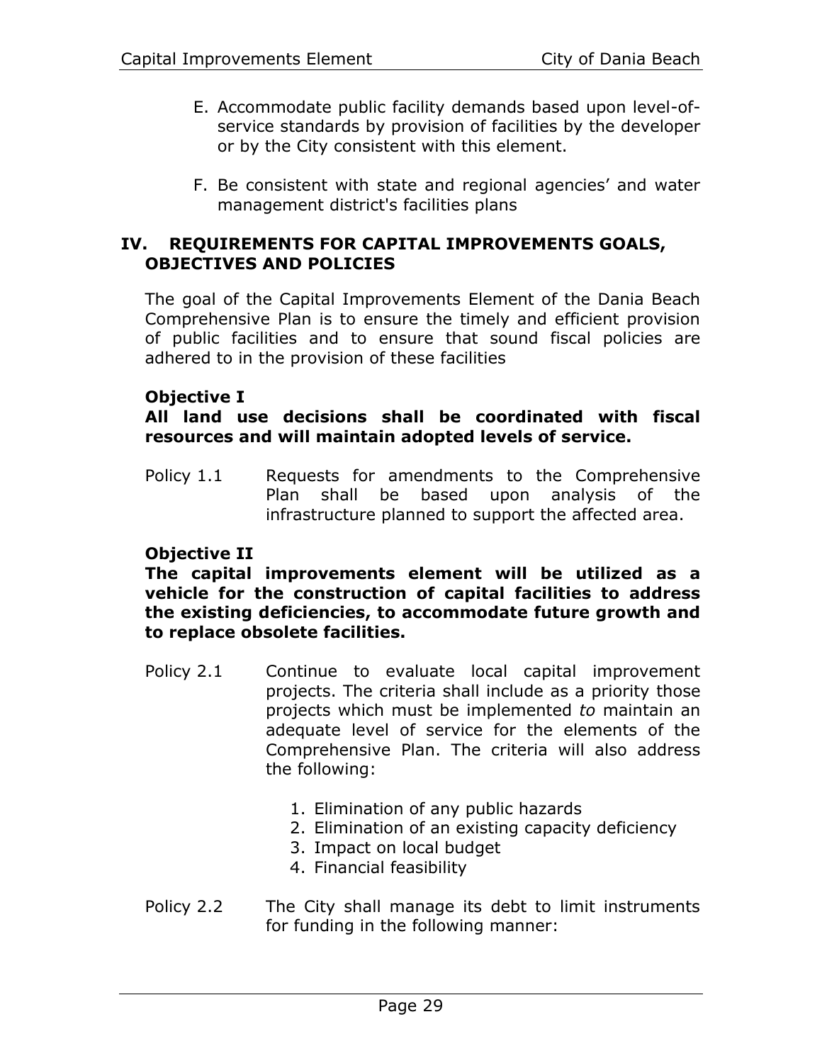E. Accommodate public facility demands based upon level-of-service standards by provision of facilities by the developer or by the City consistent with this element.

F. Be consistent with state and regional agencies' and water management district's facilities plans

## IV. REQUIREMENTS FOR CAPITAL IMPROVEMENTS GOALS, OBJECTIVES AND POLICIES

The goal of the Capital Improvements Element of the Dania Beach Comprehensive Plan is to ensure the timely and efficient provision of public facilities and to ensure that sound fiscal policies are adhered to in the provision of these facilities

**Objective I**
**All land use decisions shall be coordinated with fiscal resources and will maintain adopted levels of service.**

Policy 1.1 Requests for amendments to the Comprehensive Plan shall be based upon analysis of the infrastructure planned to support the affected area.

**Objective II**
**The capital improvements element will be utilized as a vehicle for the construction of capital facilities to address the existing deficiencies, to accommodate future growth and to replace obsolete facilities.**

Policy 2.1 Continue to evaluate local capital improvement projects. The criteria shall include as a priority those projects which must be implemented *to* maintain an adequate level of service for the elements of the Comprehensive Plan. The criteria will also address the following:

1. Elimination of any public hazards
2. Elimination of an existing capacity deficiency
3. Impact on local budget
4. Financial feasibility

Policy 2.2 The City shall manage its debt to limit instruments for funding in the following manner: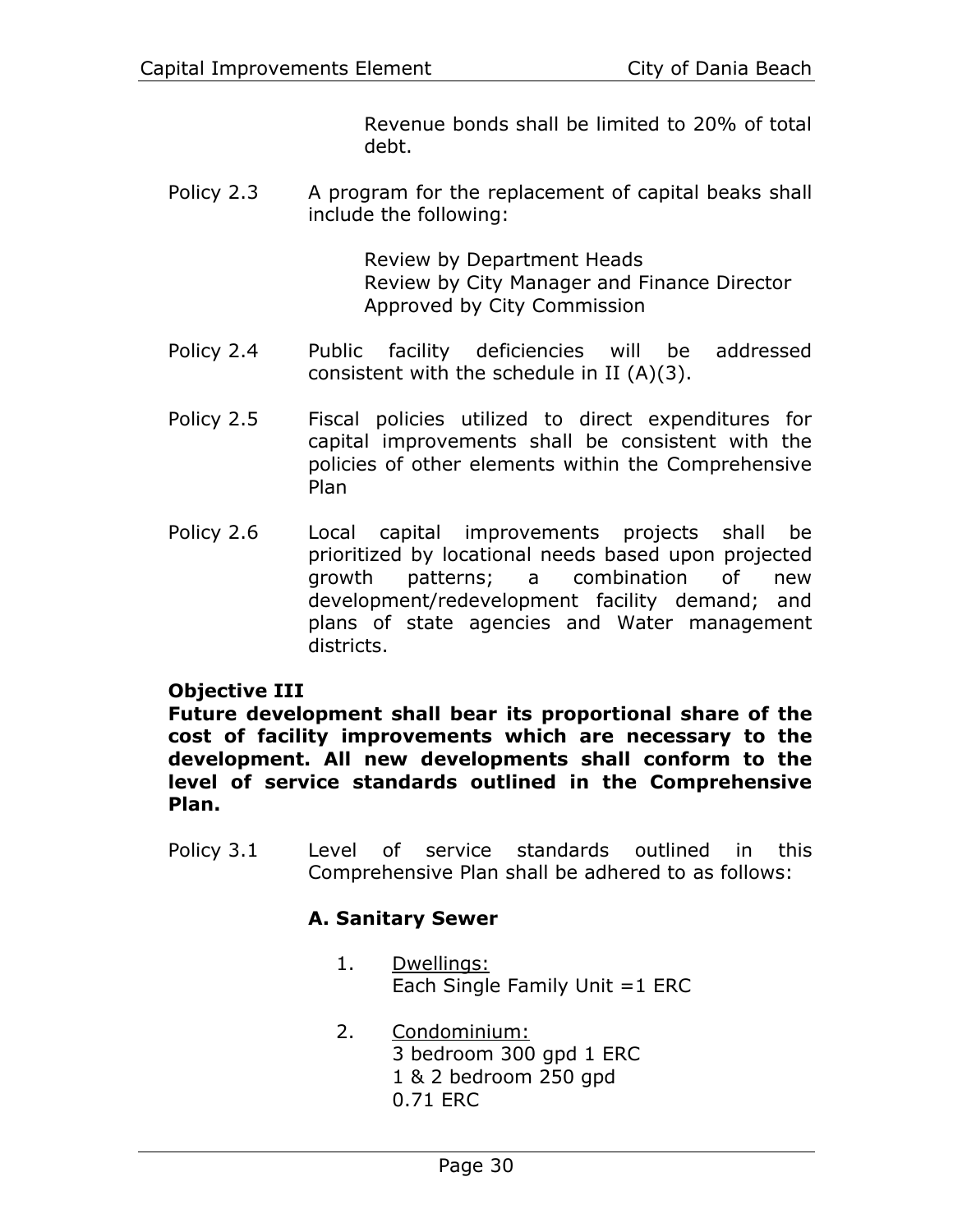Revenue bonds shall be limited to 20% of total debt.

Policy 2.3 A program for the replacement of capital beaks shall include the following:

Review by Department Heads
Review by City Manager and Finance Director
Approved by City Commission

Policy 2.4 Public facility deficiencies will be addressed consistent with the schedule in II (A)(3).

Policy 2.5 Fiscal policies utilized to direct expenditures for capital improvements shall be consistent with the policies of other elements within the Comprehensive Plan

Policy 2.6 Local capital improvements projects shall be prioritized by locational needs based upon projected growth patterns; a combination of new development/redevelopment facility demand; and plans of state agencies and Water management districts.

**Objective III**
**Future development shall bear its proportional share of the cost of facility improvements which are necessary to the development. All new developments shall conform to the level of service standards outlined in the Comprehensive Plan.**

Policy 3.1 Level of service standards outlined in this Comprehensive Plan shall be adhered to as follows:

**A. Sanitary Sewer**

1. Dwellings:
   Each Single Family Unit =1 ERC

2. Condominium:
   3 bedroom 300 gpd 1 ERC
   1 & 2 bedroom 250 gpd
   0.71 ERC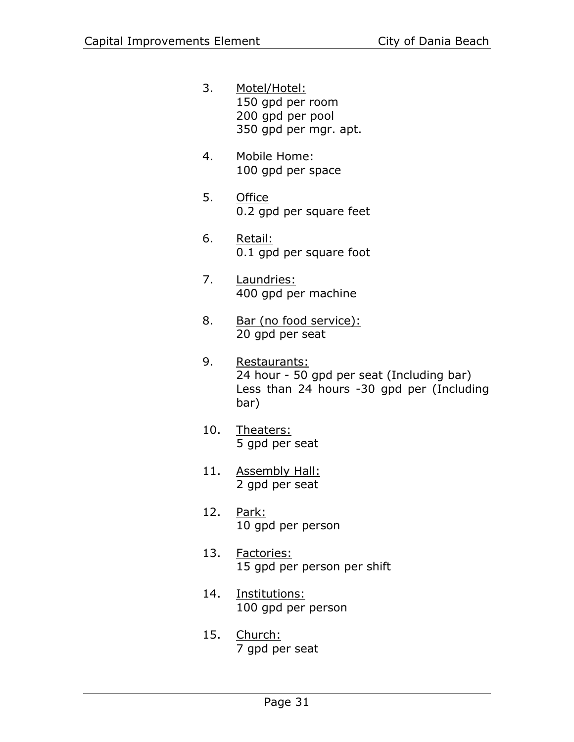3. <u>Motel/Hotel:</u>
   150 gpd per room
   200 gpd per pool
   350 gpd per mgr. apt.

4. <u>Mobile Home:</u>
   100 gpd per space

5. <u>Office</u>
   0.2 gpd per square feet

6. <u>Retail:</u>
   0.1 gpd per square foot

7. <u>Laundries:</u>
   400 gpd per machine

8. <u>Bar (no food service):</u>
   20 gpd per seat

9. <u>Restaurants:</u>
   24 hour - 50 gpd per seat (Including bar)
   Less than 24 hours -30 gpd per (Including bar)

10. <u>Theaters:</u>
    5 gpd per seat

11. <u>Assembly Hall:</u>
    2 gpd per seat

12. <u>Park:</u>
    10 gpd per person

13. <u>Factories:</u>
    15 gpd per person per shift

14. <u>Institutions:</u>
    100 gpd per person

15. <u>Church:</u>
    7 gpd per seat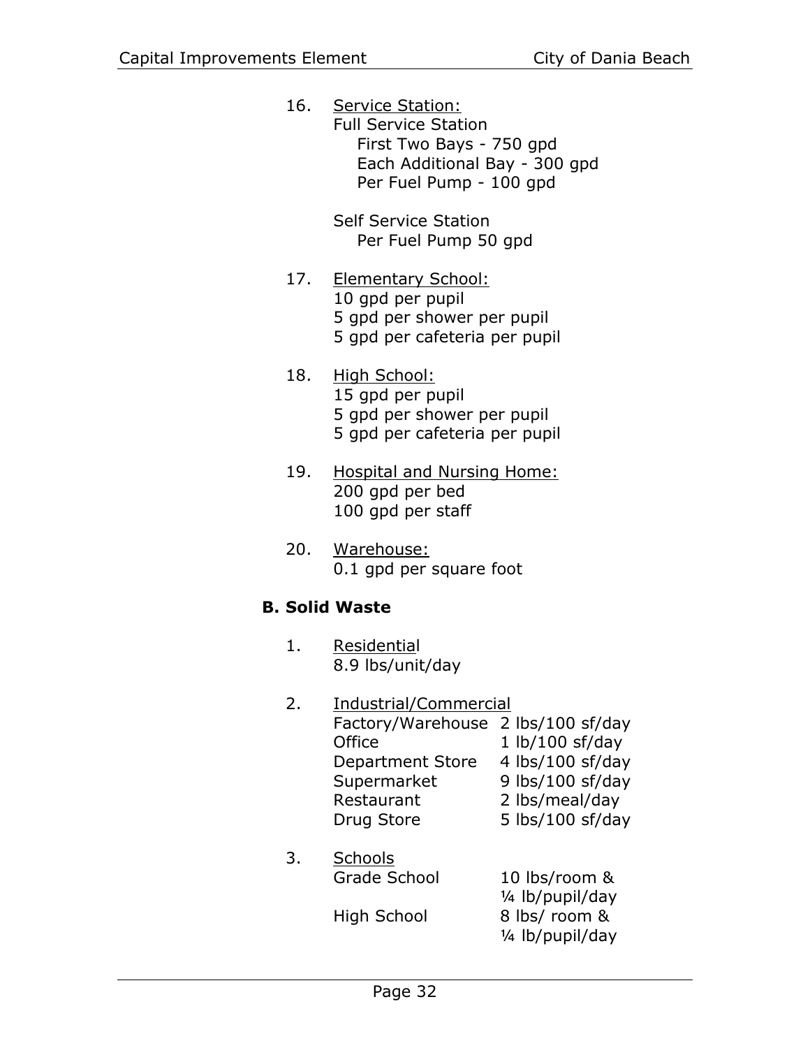16. Service Station:
    Full Service Station
    - First Two Bays - 750 gpd
    - Each Additional Bay - 300 gpd
    - Per Fuel Pump - 100 gpd

    Self Service Station
    - Per Fuel Pump 50 gpd

17. Elementary School:
    10 gpd per pupil
    5 gpd per shower per pupil
    5 gpd per cafeteria per pupil

18. High School:
    15 gpd per pupil
    5 gpd per shower per pupil
    5 gpd per cafeteria per pupil

19. Hospital and Nursing Home:
    200 gpd per bed
    100 gpd per staff

20. Warehouse:
    0.1 gpd per square foot

**B. Solid Waste**

1. Residential
   8.9 lbs/unit/day

2. Industrial/Commercial

| | |
|---|---|
| Factory/Warehouse | 2 lbs/100 sf/day |
| Office | 1 lb/100 sf/day |
| Department Store | 4 lbs/100 sf/day |
| Supermarket | 9 lbs/100 sf/day |
| Restaurant | 2 lbs/meal/day |
| Drug Store | 5 lbs/100 sf/day |

3. Schools

| | |
|---|---|
| Grade School | 10 lbs/room & ¼ lb/pupil/day |
| High School | 8 lbs/ room & ¼ lb/pupil/day |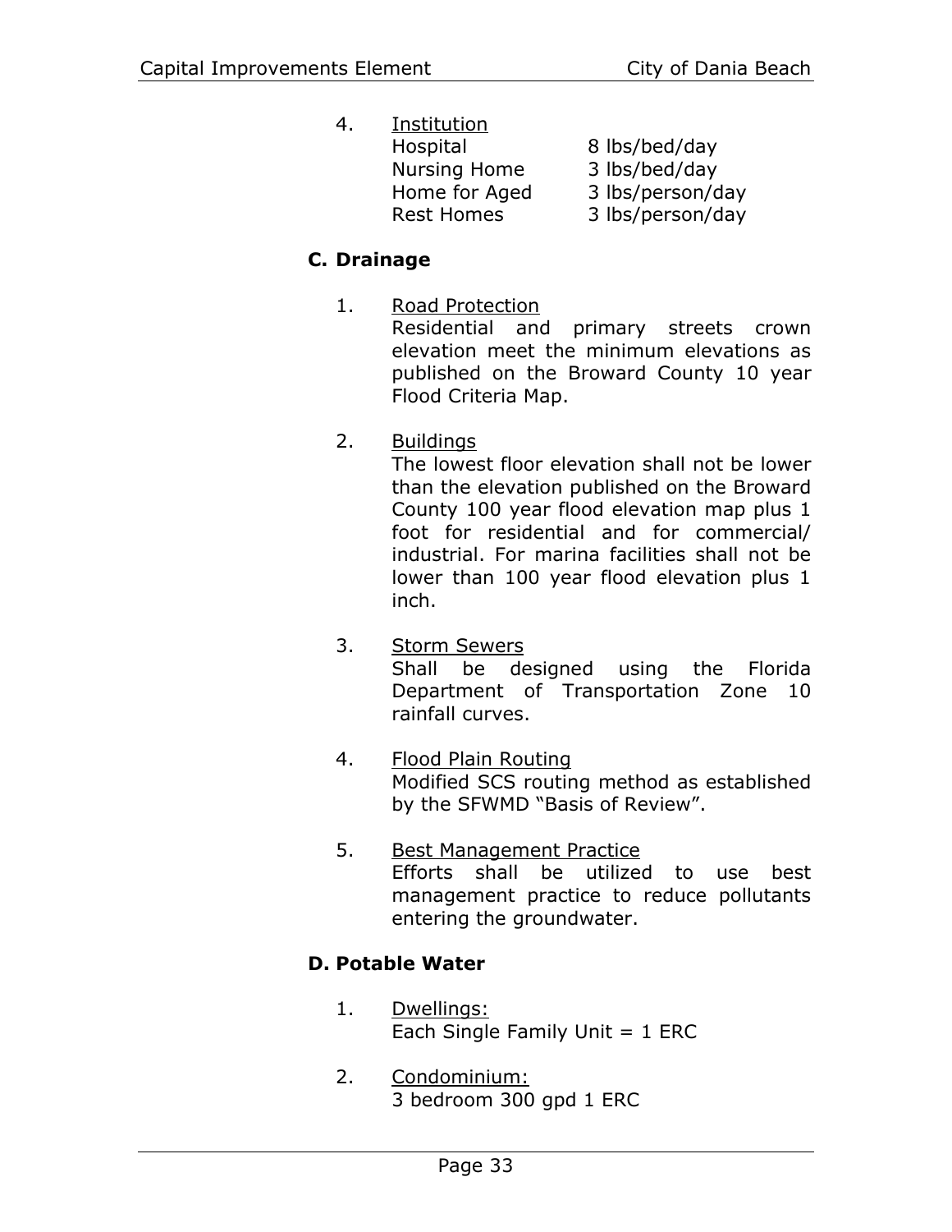4. Institution

| | |
|---|---|
| Hospital | 8 lbs/bed/day |
| Nursing Home | 3 lbs/bed/day |
| Home for Aged | 3 lbs/person/day |
| Rest Homes | 3 lbs/person/day |

**C. Drainage**

1. Road Protection
   Residential and primary streets crown elevation meet the minimum elevations as published on the Broward County 10 year Flood Criteria Map.

2. Buildings
   The lowest floor elevation shall not be lower than the elevation published on the Broward County 100 year flood elevation map plus 1 foot for residential and for commercial/ industrial. For marina facilities shall not be lower than 100 year flood elevation plus 1 inch.

3. Storm Sewers
   Shall be designed using the Florida Department of Transportation Zone 10 rainfall curves.

4. Flood Plain Routing
   Modified SCS routing method as established by the SFWMD "Basis of Review".

5. Best Management Practice
   Efforts shall be utilized to use best management practice to reduce pollutants entering the groundwater.

**D. Potable Water**

1. Dwellings:
   Each Single Family Unit = 1 ERC

2. Condominium:
   3 bedroom 300 gpd 1 ERC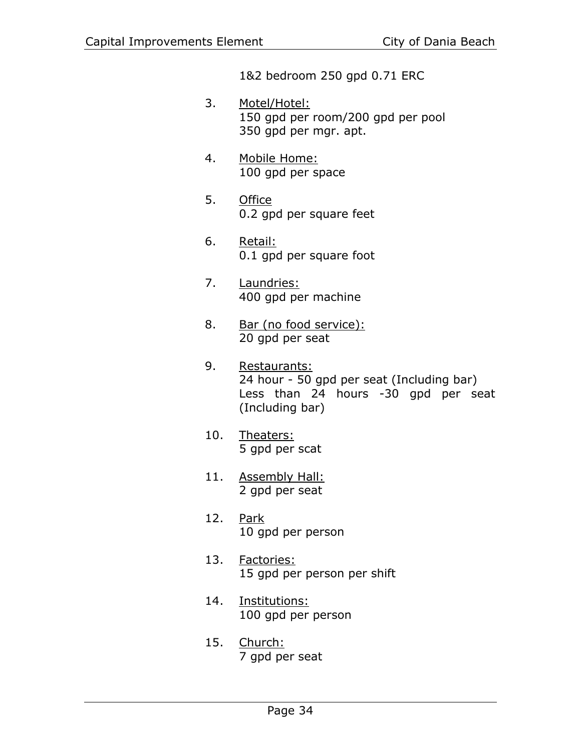1&2 bedroom 250 gpd 0.71 ERC

3. Motel/Hotel:
   150 gpd per room/200 gpd per pool
   350 gpd per mgr. apt.

4. Mobile Home:
   100 gpd per space

5. Office
   0.2 gpd per square feet

6. Retail:
   0.1 gpd per square foot

7. Laundries:
   400 gpd per machine

8. Bar (no food service):
   20 gpd per seat

9. Restaurants:
   24 hour - 50 gpd per seat (Including bar)
   Less than 24 hours -30 gpd per seat (Including bar)

10. Theaters:
    5 gpd per scat

11. Assembly Hall:
    2 gpd per seat

12. Park
    10 gpd per person

13. Factories:
    15 gpd per person per shift

14. Institutions:
    100 gpd per person

15. Church:
    7 gpd per seat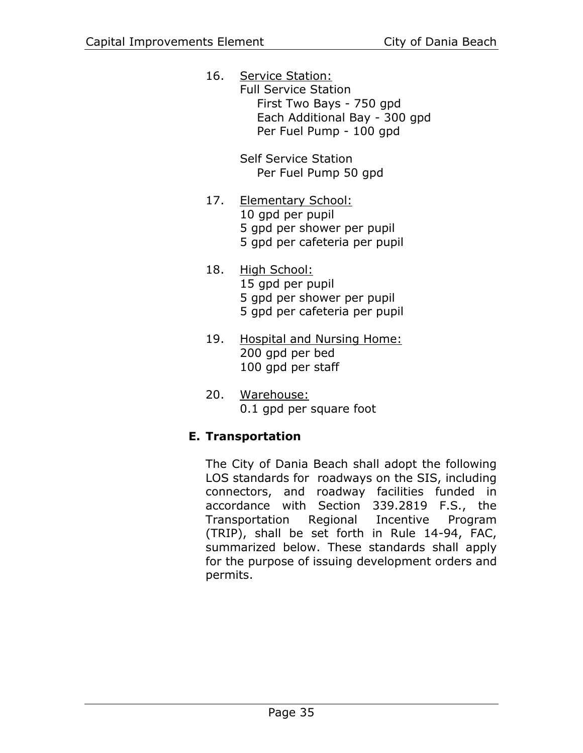16. <u>Service Station:</u>
    Full Service Station
    - First Two Bays - 750 gpd
    - Each Additional Bay - 300 gpd
    - Per Fuel Pump - 100 gpd

    Self Service Station
    - Per Fuel Pump 50 gpd

17. <u>Elementary School:</u>
    10 gpd per pupil
    5 gpd per shower per pupil
    5 gpd per cafeteria per pupil

18. <u>High School:</u>
    15 gpd per pupil
    5 gpd per shower per pupil
    5 gpd per cafeteria per pupil

19. <u>Hospital and Nursing Home:</u>
    200 gpd per bed
    100 gpd per staff

20. <u>Warehouse:</u>
    0.1 gpd per square foot

### E. Transportation

The City of Dania Beach shall adopt the following LOS standards for roadways on the SIS, including connectors, and roadway facilities funded in accordance with Section 339.2819 F.S., the Transportation Regional Incentive Program (TRIP), shall be set forth in Rule 14-94, FAC, summarized below. These standards shall apply for the purpose of issuing development orders and permits.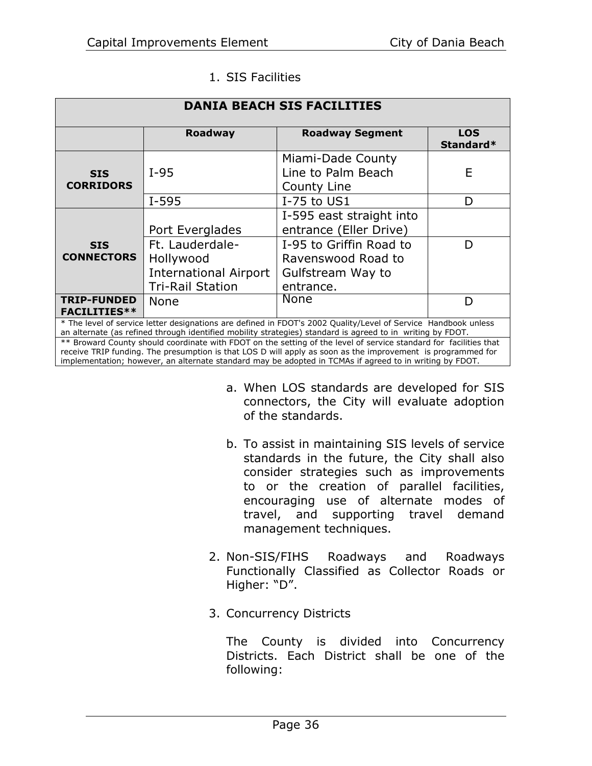1. SIS Facilities

| DANIA BEACH SIS FACILITIES | | | |
|---|---|---|---|
| | **Roadway** | **Roadway Segment** | **LOS Standard*** |
| **SIS CORRIDORS** | I-95 | Miami-Dade County Line to Palm Beach County Line | E |
| | I-595 | I-75 to US1 | D |
| **SIS CONNECTORS** | Port Everglades | I-595 east straight into entrance (Eller Drive) | D |
| | Ft. Lauderdale-Hollywood International Airport Tri-Rail Station | I-95 to Griffin Road to Ravenswood Road to Gulfstream Way to entrance. | |
| **TRIP-FUNDED FACILITIES**** | None | None | D |
| * The level of service letter designations are defined in FDOT's 2002 Quality/Level of Service Handbook unless an alternate (as refined through identified mobility strategies) standard is agreed to in writing by FDOT. | | | |
| ** Broward County should coordinate with FDOT on the setting of the level of service standard for facilities that receive TRIP funding. The presumption is that LOS D will apply as soon as the improvement is programmed for implementation; however, an alternate standard may be adopted in TCMAs if agreed to in writing by FDOT. | | | |

a. When LOS standards are developed for SIS connectors, the City will evaluate adoption of the standards.

b. To assist in maintaining SIS levels of service standards in the future, the City shall also consider strategies such as improvements to or the creation of parallel facilities, encouraging use of alternate modes of travel, and supporting travel demand management techniques.

2. Non-SIS/FIHS Roadways and Roadways Functionally Classified as Collector Roads or Higher: "D".

3. Concurrency Districts

   The County is divided into Concurrency Districts. Each District shall be one of the following: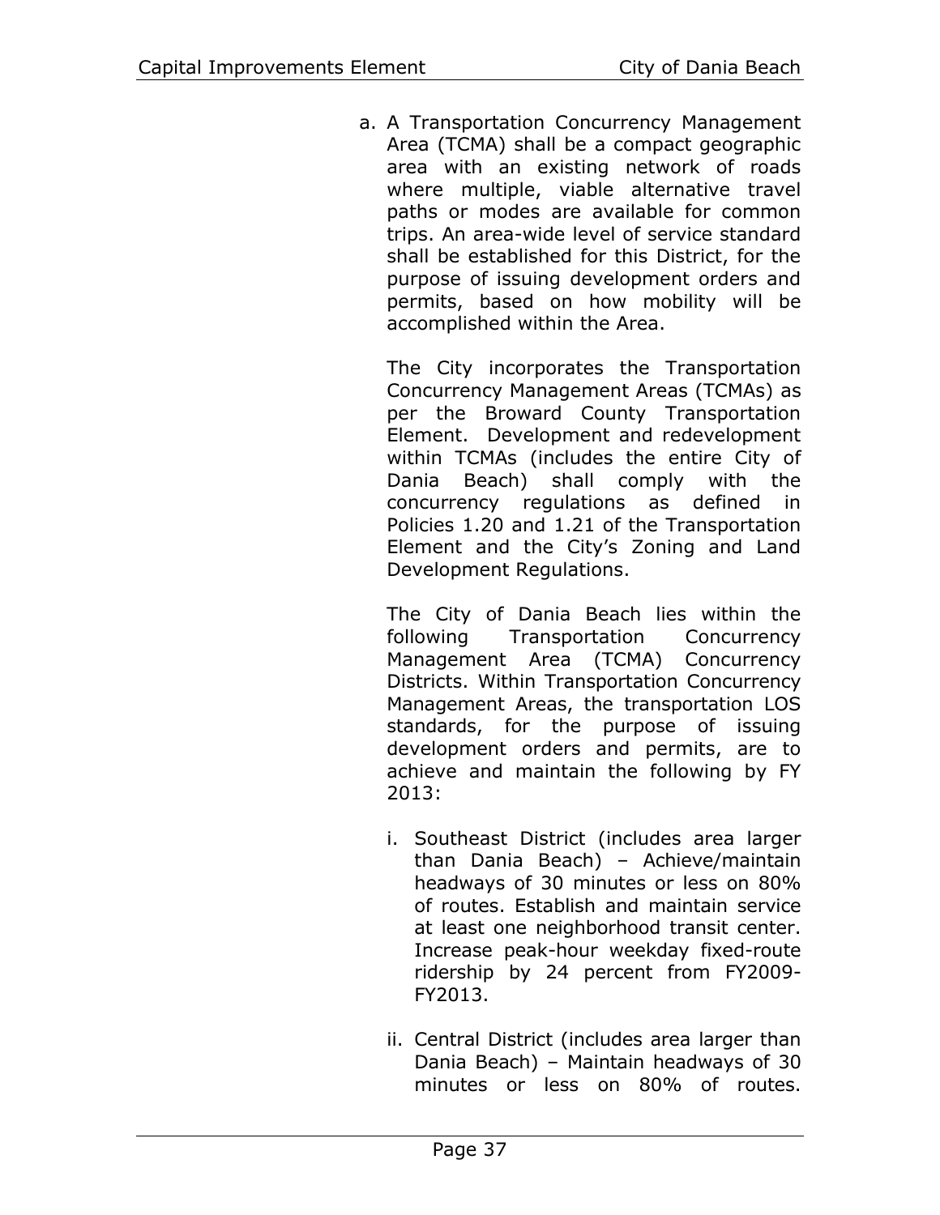a. A Transportation Concurrency Management Area (TCMA) shall be a compact geographic area with an existing network of roads where multiple, viable alternative travel paths or modes are available for common trips. An area-wide level of service standard shall be established for this District, for the purpose of issuing development orders and permits, based on how mobility will be accomplished within the Area.

   The City incorporates the Transportation Concurrency Management Areas (TCMAs) as per the Broward County Transportation Element. Development and redevelopment within TCMAs (includes the entire City of Dania Beach) shall comply with the concurrency regulations as defined in Policies 1.20 and 1.21 of the Transportation Element and the City's Zoning and Land Development Regulations.

   The City of Dania Beach lies within the following Transportation Concurrency Management Area (TCMA) Concurrency Districts. Within Transportation Concurrency Management Areas, the transportation LOS standards, for the purpose of issuing development orders and permits, are to achieve and maintain the following by FY 2013:

   i. Southeast District (includes area larger than Dania Beach) – Achieve/maintain headways of 30 minutes or less on 80% of routes. Establish and maintain service at least one neighborhood transit center. Increase peak-hour weekday fixed-route ridership by 24 percent from FY2009-FY2013.

   ii. Central District (includes area larger than Dania Beach) – Maintain headways of 30 minutes or less on 80% of routes.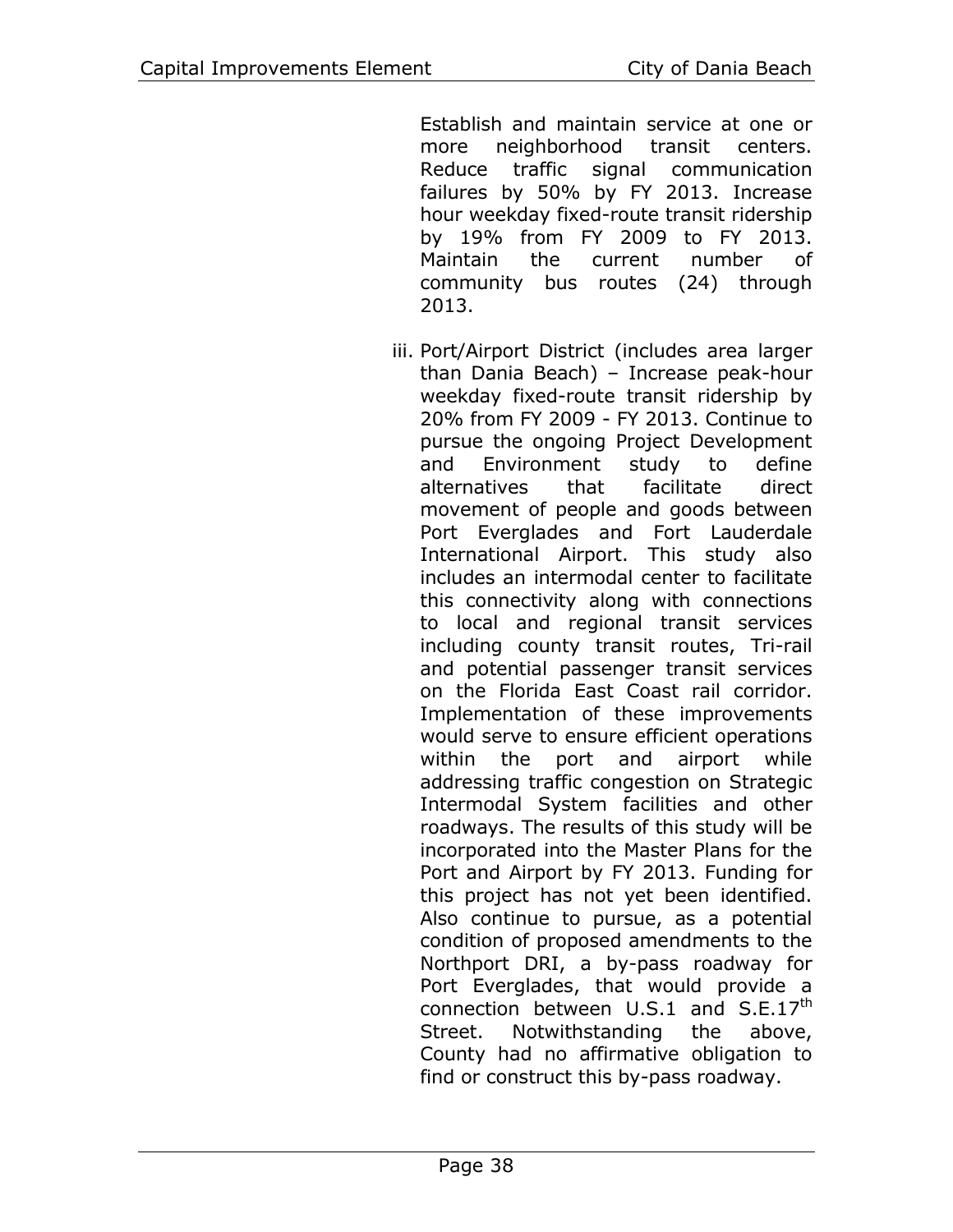Establish and maintain service at one or more neighborhood transit centers. Reduce traffic signal communication failures by 50% by FY 2013. Increase hour weekday fixed-route transit ridership by 19% from FY 2009 to FY 2013. Maintain the current number of community bus routes (24) through 2013.

iii. Port/Airport District (includes area larger than Dania Beach) – Increase peak-hour weekday fixed-route transit ridership by 20% from FY 2009 - FY 2013. Continue to pursue the ongoing Project Development and Environment study to define alternatives that facilitate direct movement of people and goods between Port Everglades and Fort Lauderdale International Airport. This study also includes an intermodal center to facilitate this connectivity along with connections to local and regional transit services including county transit routes, Tri-rail and potential passenger transit services on the Florida East Coast rail corridor. Implementation of these improvements would serve to ensure efficient operations within the port and airport while addressing traffic congestion on Strategic Intermodal System facilities and other roadways. The results of this study will be incorporated into the Master Plans for the Port and Airport by FY 2013. Funding for this project has not yet been identified. Also continue to pursue, as a potential condition of proposed amendments to the Northport DRI, a by-pass roadway for Port Everglades, that would provide a connection between U.S.1 and S.E.17th Street. Notwithstanding the above, County had no affirmative obligation to find or construct this by-pass roadway.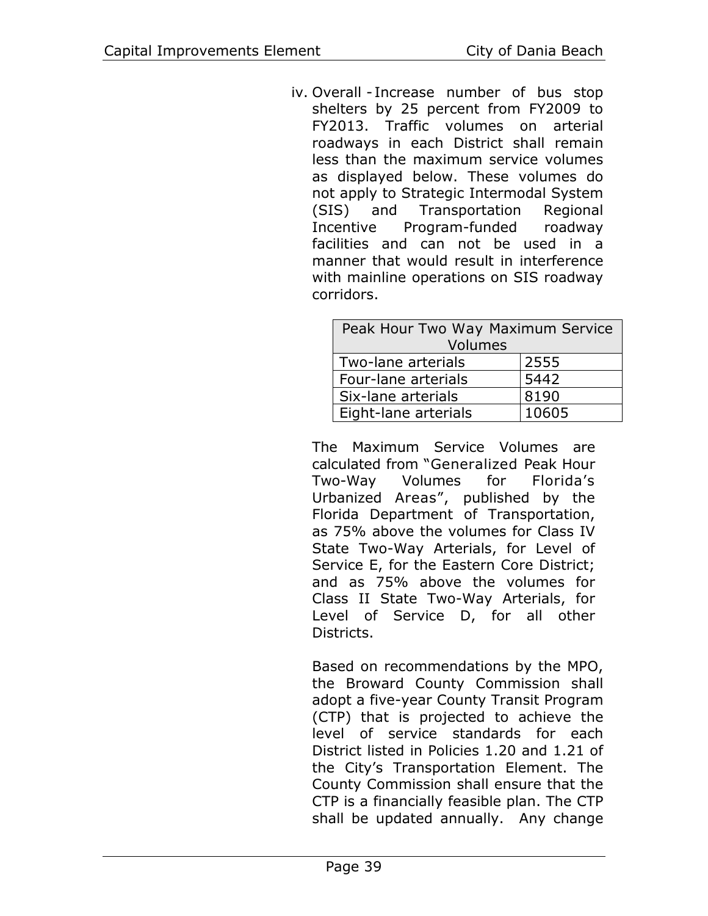iv. Overall - Increase number of bus stop shelters by 25 percent from FY2009 to FY2013. Traffic volumes on arterial roadways in each District shall remain less than the maximum service volumes as displayed below. These volumes do not apply to Strategic Intermodal System (SIS) and Transportation Regional Incentive Program-funded roadway facilities and can not be used in a manner that would result in interference with mainline operations on SIS roadway corridors.

| Peak Hour Two Way Maximum Service Volumes | |
|---|---|
| Two-lane arterials | 2555 |
| Four-lane arterials | 5442 |
| Six-lane arterials | 8190 |
| Eight-lane arterials | 10605 |

The Maximum Service Volumes are calculated from "Generalized Peak Hour Two-Way Volumes for Florida's Urbanized Areas", published by the Florida Department of Transportation, as 75% above the volumes for Class IV State Two-Way Arterials, for Level of Service E, for the Eastern Core District; and as 75% above the volumes for Class II State Two-Way Arterials, for Level of Service D, for all other Districts.

Based on recommendations by the MPO, the Broward County Commission shall adopt a five-year County Transit Program (CTP) that is projected to achieve the level of service standards for each District listed in Policies 1.20 and 1.21 of the City's Transportation Element. The County Commission shall ensure that the CTP is a financially feasible plan. The CTP shall be updated annually. Any change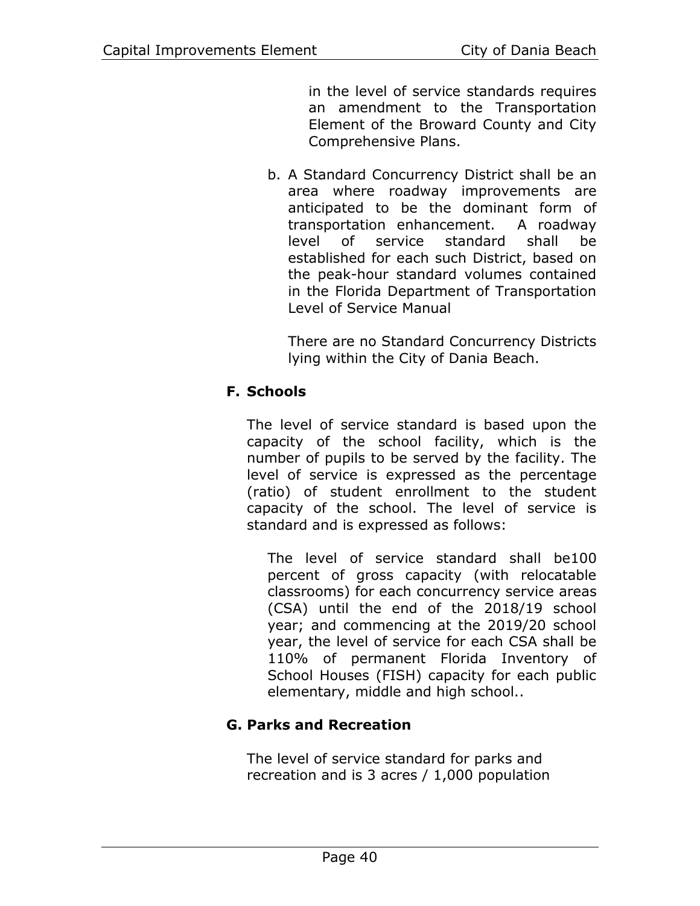in the level of service standards requires an amendment to the Transportation Element of the Broward County and City Comprehensive Plans.

b. A Standard Concurrency District shall be an area where roadway improvements are anticipated to be the dominant form of transportation enhancement. A roadway level of service standard shall be established for each such District, based on the peak-hour standard volumes contained in the Florida Department of Transportation Level of Service Manual

   There are no Standard Concurrency Districts lying within the City of Dania Beach.

### F. Schools

The level of service standard is based upon the capacity of the school facility, which is the number of pupils to be served by the facility. The level of service is expressed as the percentage (ratio) of student enrollment to the student capacity of the school. The level of service is standard and is expressed as follows:

> The level of service standard shall be100 percent of gross capacity (with relocatable classrooms) for each concurrency service areas (CSA) until the end of the 2018/19 school year; and commencing at the 2019/20 school year, the level of service for each CSA shall be 110% of permanent Florida Inventory of School Houses (FISH) capacity for each public elementary, middle and high school..

### G. Parks and Recreation

The level of service standard for parks and recreation and is 3 acres / 1,000 population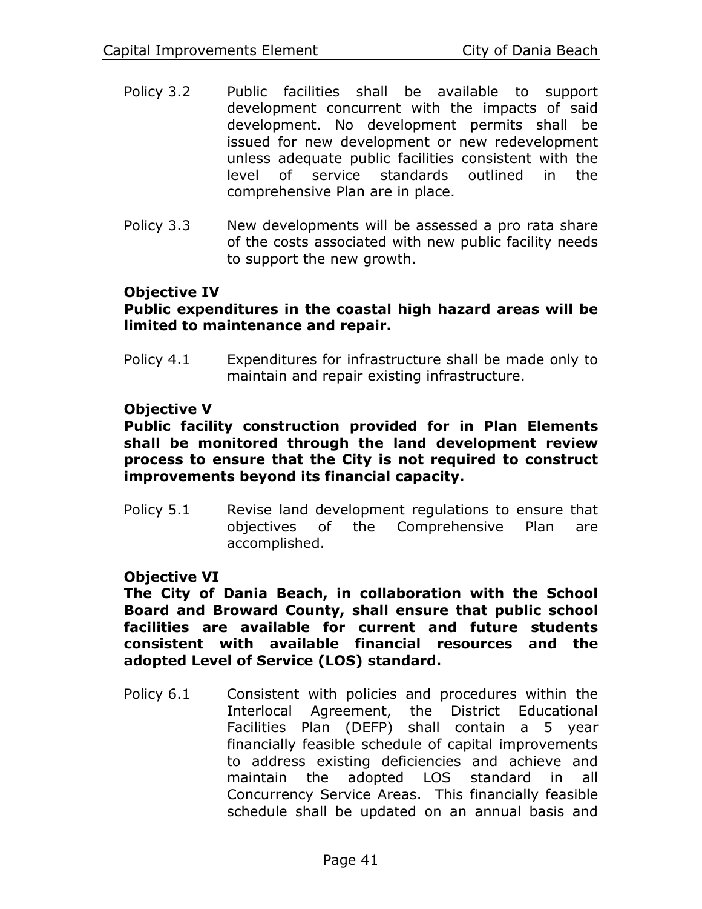Policy 3.2 Public facilities shall be available to support development concurrent with the impacts of said development. No development permits shall be issued for new development or new redevelopment unless adequate public facilities consistent with the level of service standards outlined in the comprehensive Plan are in place.

Policy 3.3 New developments will be assessed a pro rata share of the costs associated with new public facility needs to support the new growth.

**Objective IV**
**Public expenditures in the coastal high hazard areas will be limited to maintenance and repair.**

Policy 4.1 Expenditures for infrastructure shall be made only to maintain and repair existing infrastructure.

**Objective V**
**Public facility construction provided for in Plan Elements shall be monitored through the land development review process to ensure that the City is not required to construct improvements beyond its financial capacity.**

Policy 5.1 Revise land development regulations to ensure that objectives of the Comprehensive Plan are accomplished.

**Objective VI**
**The City of Dania Beach, in collaboration with the School Board and Broward County, shall ensure that public school facilities are available for current and future students consistent with available financial resources and the adopted Level of Service (LOS) standard.**

Policy 6.1 Consistent with policies and procedures within the Interlocal Agreement, the District Educational Facilities Plan (DEFP) shall contain a 5 year financially feasible schedule of capital improvements to address existing deficiencies and achieve and maintain the adopted LOS standard in all Concurrency Service Areas. This financially feasible schedule shall be updated on an annual basis and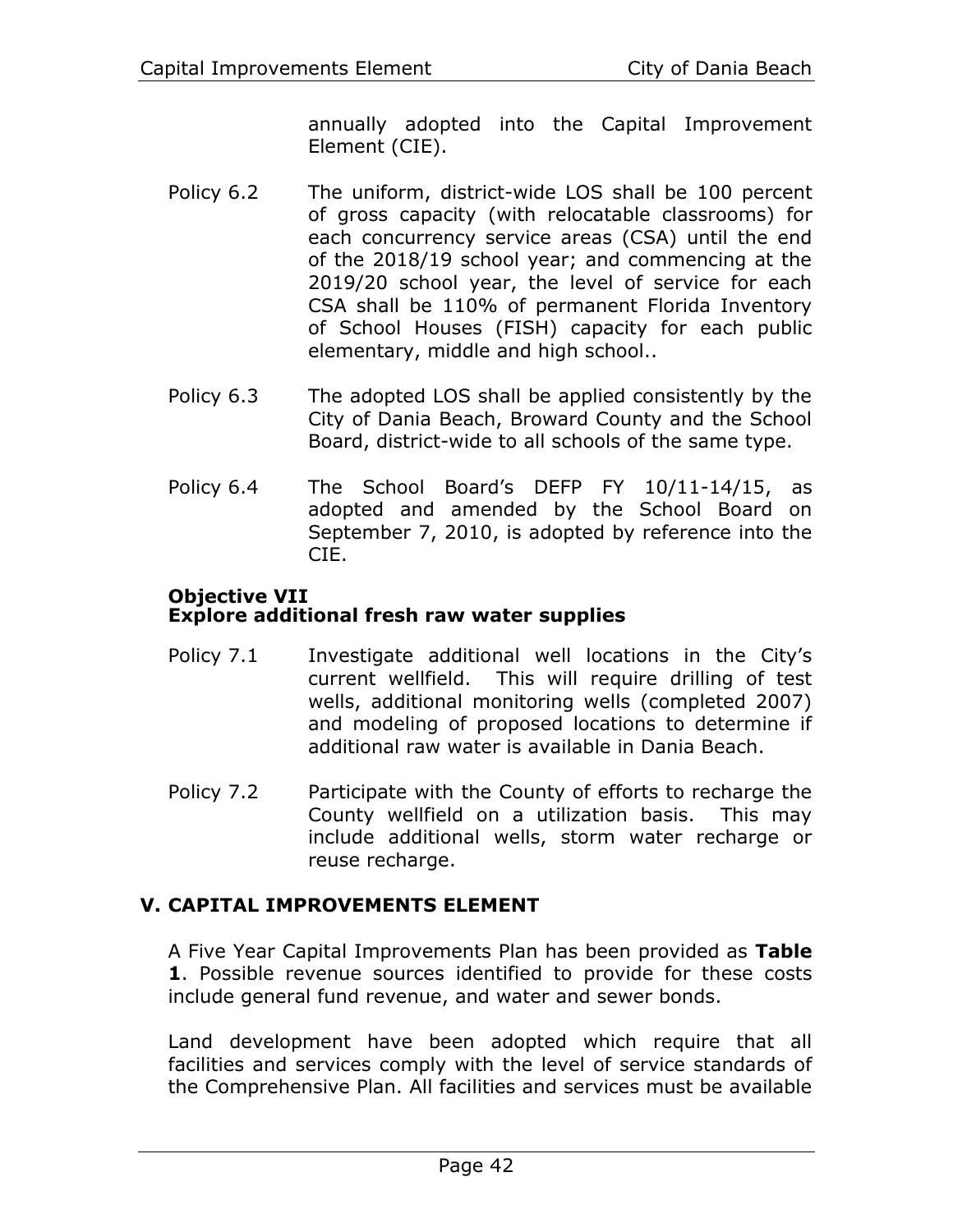annually adopted into the Capital Improvement Element (CIE).

Policy 6.2 The uniform, district-wide LOS shall be 100 percent of gross capacity (with relocatable classrooms) for each concurrency service areas (CSA) until the end of the 2018/19 school year; and commencing at the 2019/20 school year, the level of service for each CSA shall be 110% of permanent Florida Inventory of School Houses (FISH) capacity for each public elementary, middle and high school..

Policy 6.3 The adopted LOS shall be applied consistently by the City of Dania Beach, Broward County and the School Board, district-wide to all schools of the same type.

Policy 6.4 The School Board's DEFP FY 10/11-14/15, as adopted and amended by the School Board on September 7, 2010, is adopted by reference into the CIE.

**Objective VII**
**Explore additional fresh raw water supplies**

Policy 7.1 Investigate additional well locations in the City's current wellfield. This will require drilling of test wells, additional monitoring wells (completed 2007) and modeling of proposed locations to determine if additional raw water is available in Dania Beach.

Policy 7.2 Participate with the County of efforts to recharge the County wellfield on a utilization basis. This may include additional wells, storm water recharge or reuse recharge.

## V. CAPITAL IMPROVEMENTS ELEMENT

A Five Year Capital Improvements Plan has been provided as **Table 1**. Possible revenue sources identified to provide for these costs include general fund revenue, and water and sewer bonds.

Land development have been adopted which require that all facilities and services comply with the level of service standards of the Comprehensive Plan. All facilities and services must be available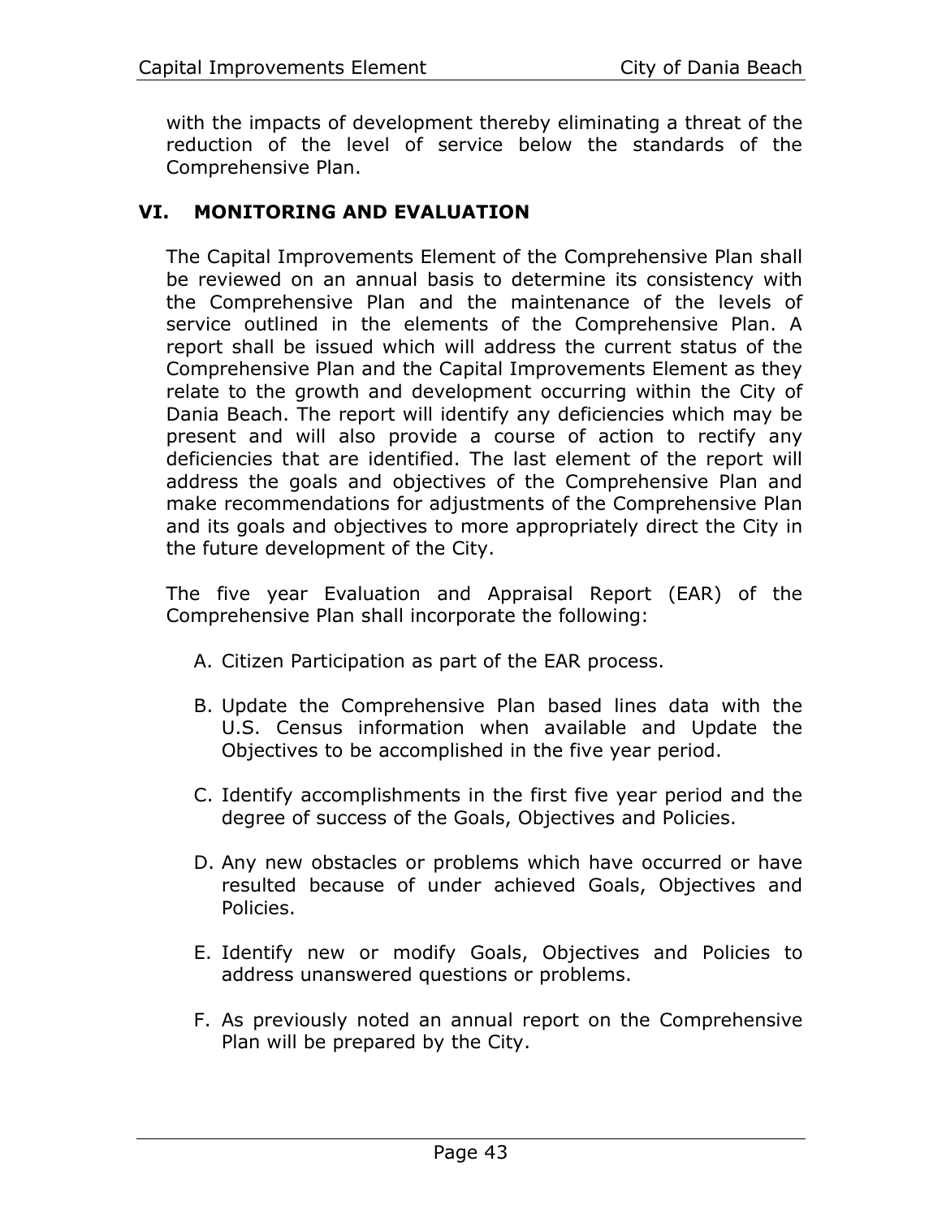with the impacts of development thereby eliminating a threat of the reduction of the level of service below the standards of the Comprehensive Plan.

## VI. MONITORING AND EVALUATION

The Capital Improvements Element of the Comprehensive Plan shall be reviewed on an annual basis to determine its consistency with the Comprehensive Plan and the maintenance of the levels of service outlined in the elements of the Comprehensive Plan. A report shall be issued which will address the current status of the Comprehensive Plan and the Capital Improvements Element as they relate to the growth and development occurring within the City of Dania Beach. The report will identify any deficiencies which may be present and will also provide a course of action to rectify any deficiencies that are identified. The last element of the report will address the goals and objectives of the Comprehensive Plan and make recommendations for adjustments of the Comprehensive Plan and its goals and objectives to more appropriately direct the City in the future development of the City.

The five year Evaluation and Appraisal Report (EAR) of the Comprehensive Plan shall incorporate the following:

A. Citizen Participation as part of the EAR process.

B. Update the Comprehensive Plan based lines data with the U.S. Census information when available and Update the Objectives to be accomplished in the five year period.

C. Identify accomplishments in the first five year period and the degree of success of the Goals, Objectives and Policies.

D. Any new obstacles or problems which have occurred or have resulted because of under achieved Goals, Objectives and Policies.

E. Identify new or modify Goals, Objectives and Policies to address unanswered questions or problems.

F. As previously noted an annual report on the Comprehensive Plan will be prepared by the City.